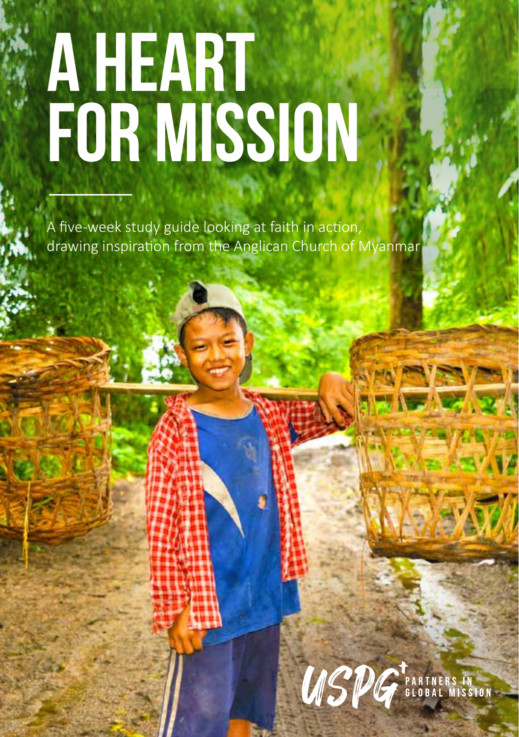# A HEART FOR MISSION

A five-week study guide looking at faith in action, drawing inspiration from the Anglican Church of Myanmar

USPG PARTNERS IN GLOBAL MISSION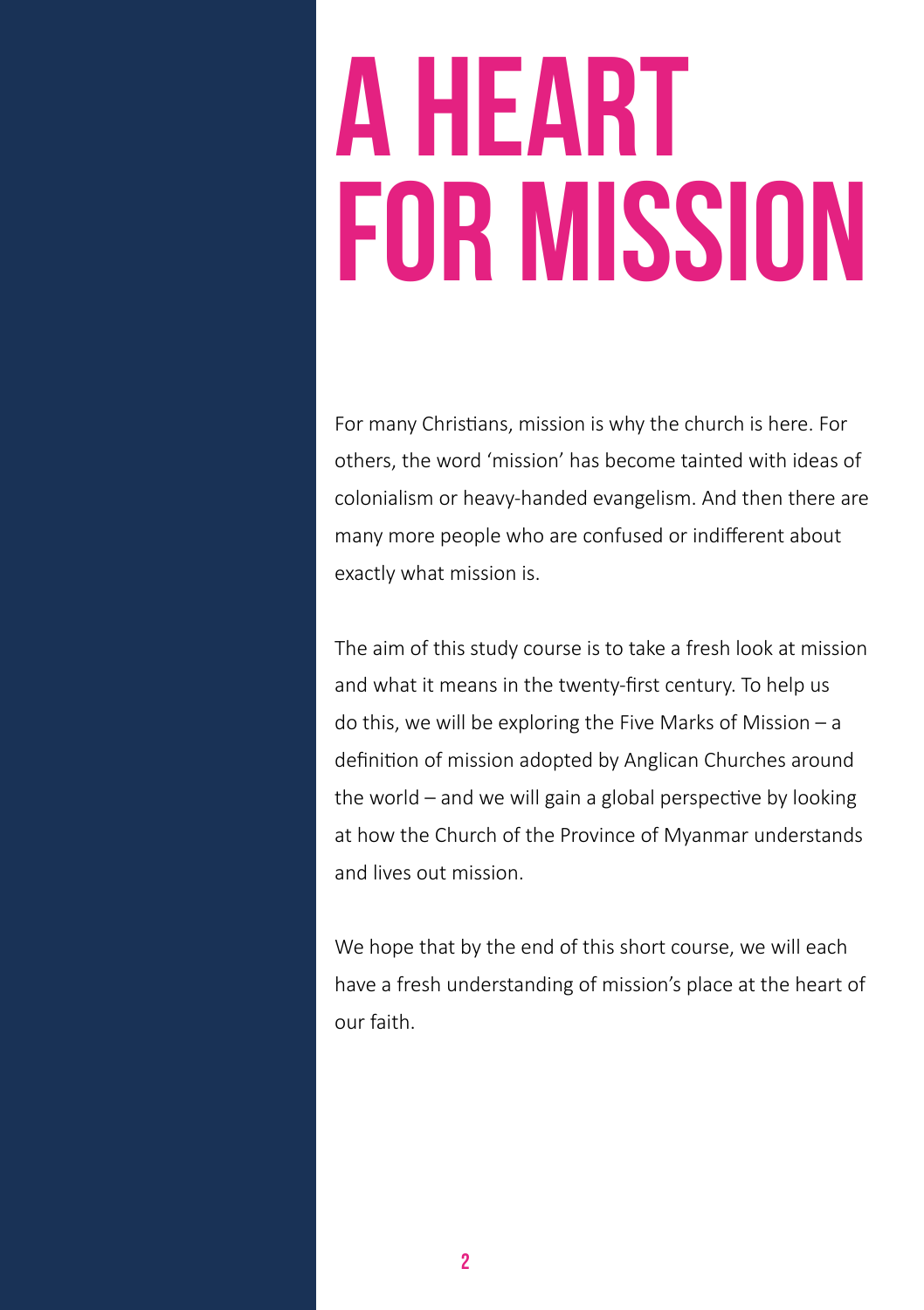# A HEART FOR MISSION

For many Christians, mission is why the church is here. For others, the word 'mission' has become tainted with ideas of colonialism or heavy-handed evangelism. And then there are many more people who are confused or indifferent about exactly what mission is.

The aim of this study course is to take a fresh look at mission and what it means in the twenty-first century. To help us do this, we will be exploring the Five Marks of Mission – a definition of mission adopted by Anglican Churches around the world – and we will gain a global perspective by looking at how the Church of the Province of Myanmar understands and lives out mission.

We hope that by the end of this short course, we will each have a fresh understanding of mission's place at the heart of our faith.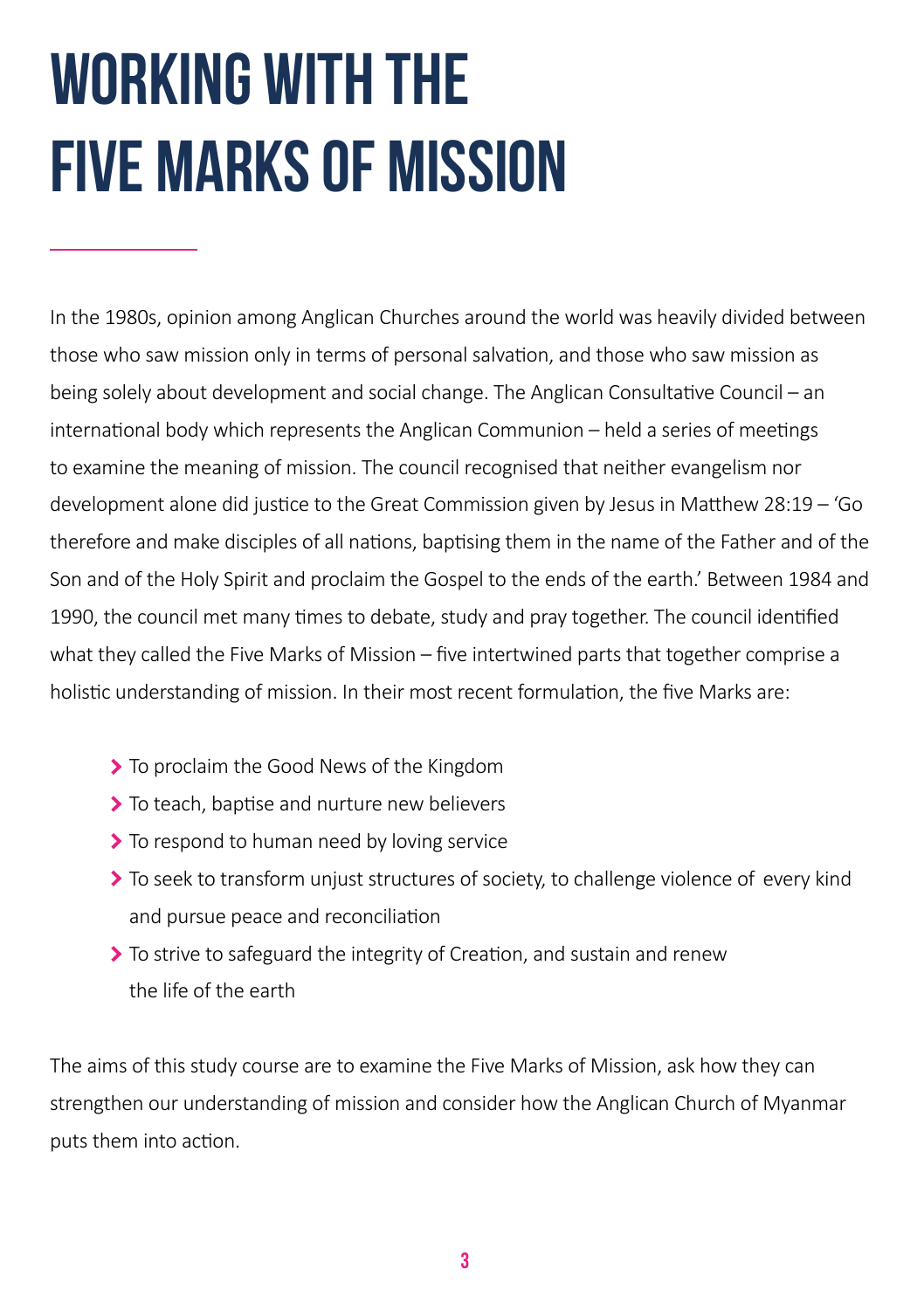# WORKING WITH THE FIVE MARKS OF MISSION

In the 1980s, opinion among Anglican Churches around the world was heavily divided between those who saw mission only in terms of personal salvation, and those who saw mission as being solely about development and social change. The Anglican Consultative Council – an international body which represents the Anglican Communion – held a series of meetings to examine the meaning of mission. The council recognised that neither evangelism nor development alone did justice to the Great Commission given by Jesus in Matthew 28:19 – 'Go therefore and make disciples of all nations, baptising them in the name of the Father and of the Son and of the Holy Spirit and proclaim the Gospel to the ends of the earth.' Between 1984 and 1990, the council met many times to debate, study and pray together. The council identified what they called the Five Marks of Mission – five intertwined parts that together comprise a holistic understanding of mission. In their most recent formulation, the five Marks are:

- To proclaim the Good News of the Kingdom
- To teach, baptise and nurture new believers
- To respond to human need by loving service
- To seek to transform unjust structures of society, to challenge violence of every kind and pursue peace and reconciliation
- To strive to safeguard the integrity of Creation, and sustain and renew the life of the earth

The aims of this study course are to examine the Five Marks of Mission, ask how they can strengthen our understanding of mission and consider how the Anglican Church of Myanmar puts them into action.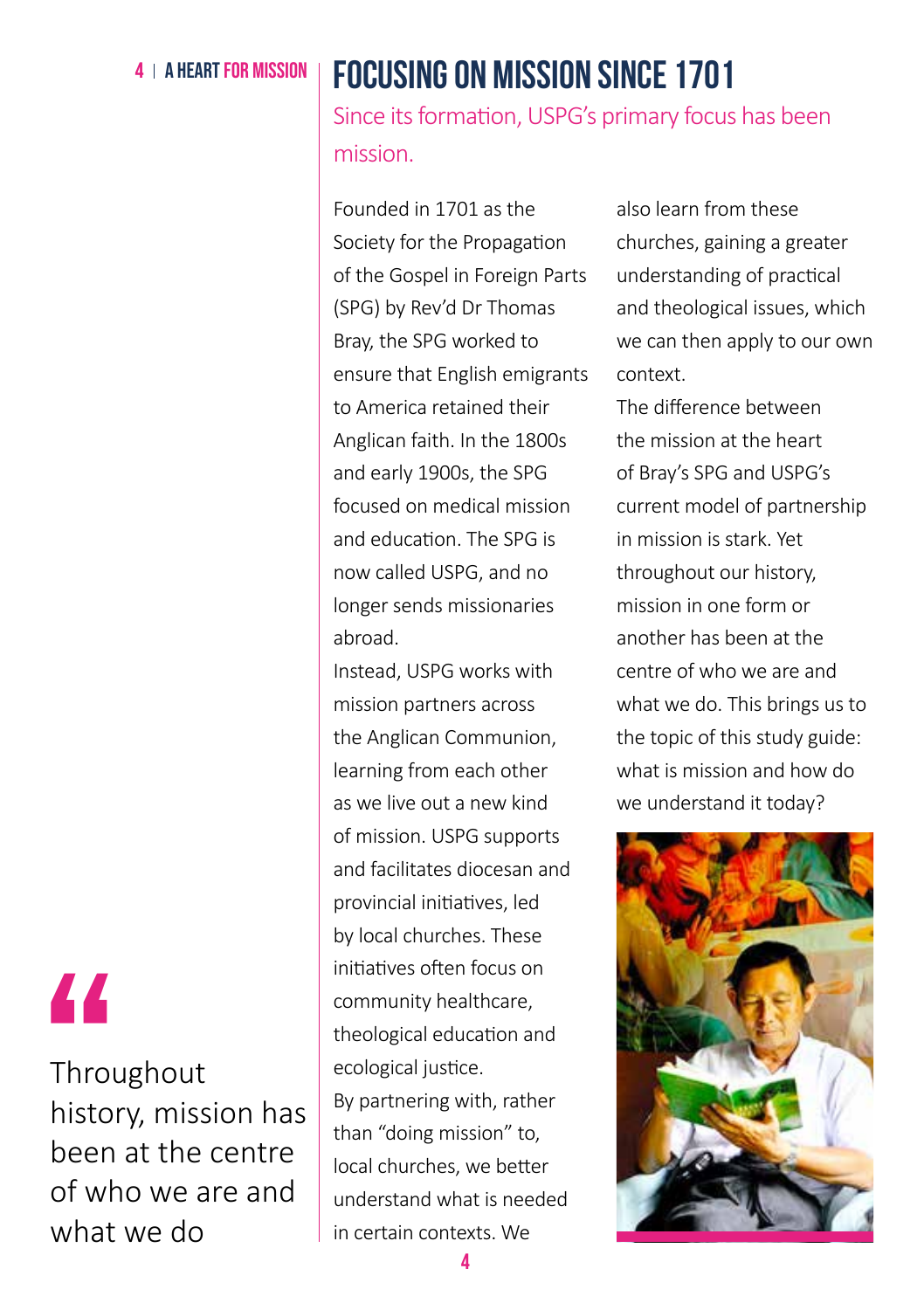# FOCUSING ON MISSION SINCE 1701

Since its formation, USPG's primary focus has been mission.

Founded in 1701 as the Society for the Propagation of the Gospel in Foreign Parts (SPG) by Rev'd Dr Thomas Bray, the SPG worked to ensure that English emigrants to America retained their Anglican faith. In the 1800s and early 1900s, the SPG focused on medical mission and education. The SPG is now called USPG, and no longer sends missionaries abroad.

Instead, USPG works with mission partners across the Anglican Communion, learning from each other as we live out a new kind of mission. USPG supports and facilitates diocesan and provincial initiatives, led by local churches. These initiatives often focus on community healthcare, theological education and ecological justice.

By partnering with, rather than "doing mission" to, local churches, we better understand what is needed in certain contexts. We also learn from these churches, gaining a greater understanding of practical and theological issues, which we can then apply to our own context.

The difference between the mission at the heart of Bray's SPG and USPG's current model of partnership in mission is stark. Yet throughout our history, mission in one form or another has been at the centre of who we are and what we do. This brings us to the topic of this study guide: what is mission and how do we understand it today?

> "Throughout history, mission has been at the centre of who we are and what we do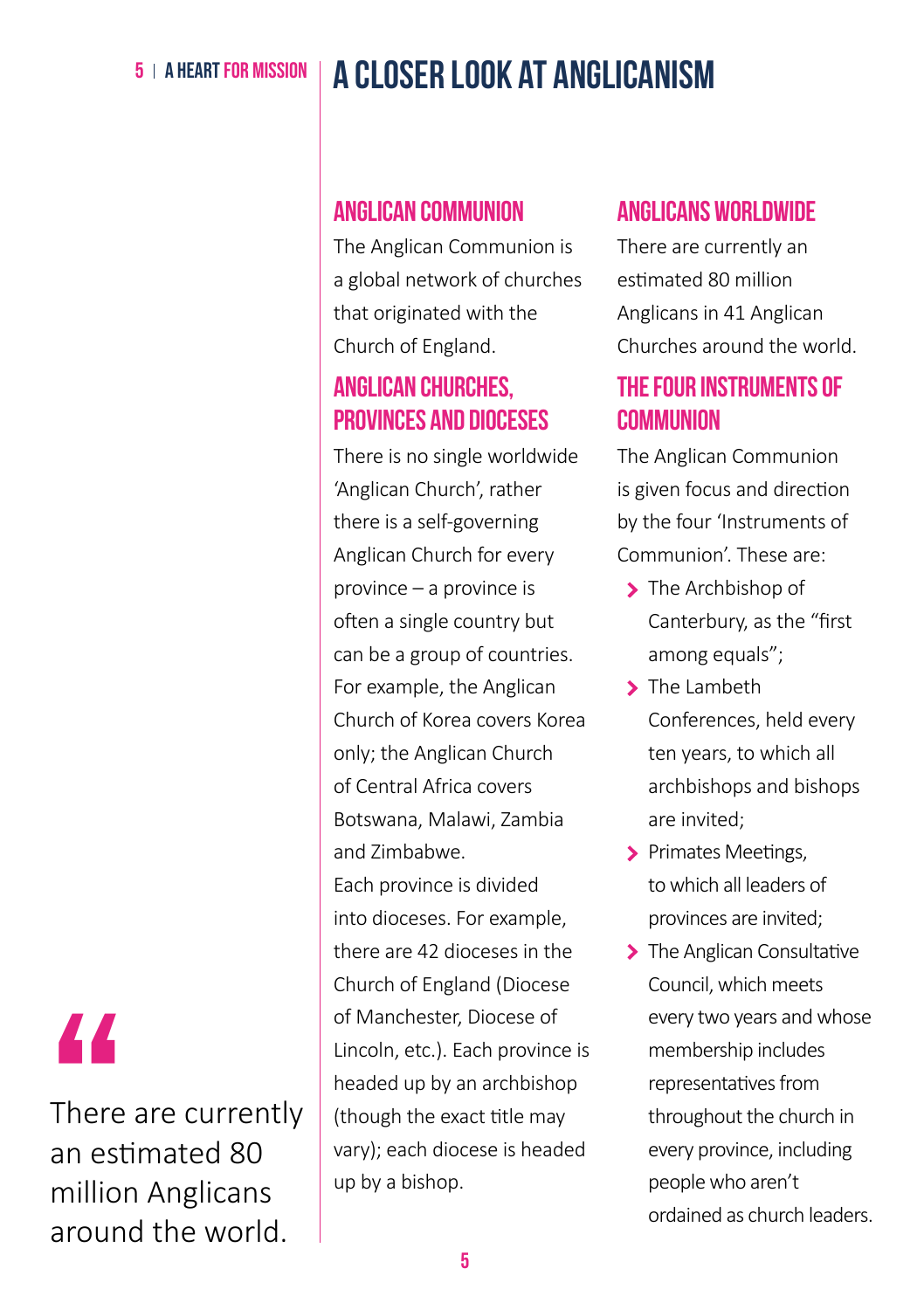# A CLOSER LOOK AT ANGLICANISM

> There are currently an estimated 80 million Anglicans around the world.

## ANGLICAN COMMUNION

The Anglican Communion is a global network of churches that originated with the Church of England.

## ANGLICAN CHURCHES, PROVINCES AND DIOCESES

There is no single worldwide 'Anglican Church', rather there is a self-governing Anglican Church for every province – a province is often a single country but can be a group of countries. For example, the Anglican Church of Korea covers Korea only; the Anglican Church of Central Africa covers Botswana, Malawi, Zambia and Zimbabwe.

Each province is divided into dioceses. For example, there are 42 dioceses in the Church of England (Diocese of Manchester, Diocese of Lincoln, etc.). Each province is headed up by an archbishop (though the exact title may vary); each diocese is headed up by a bishop.

## ANGLICANS WORLDWIDE

There are currently an estimated 80 million Anglicans in 41 Anglican Churches around the world.

## THE FOUR INSTRUMENTS OF COMMUNION

The Anglican Communion is given focus and direction by the four 'Instruments of Communion'. These are:

- The Archbishop of Canterbury, as the "first among equals";
- The Lambeth Conferences, held every ten years, to which all archbishops and bishops are invited;
- Primates Meetings, to which all leaders of provinces are invited;
- The Anglican Consultative Council, which meets every two years and whose membership includes representatives from throughout the church in every province, including people who aren't ordained as church leaders.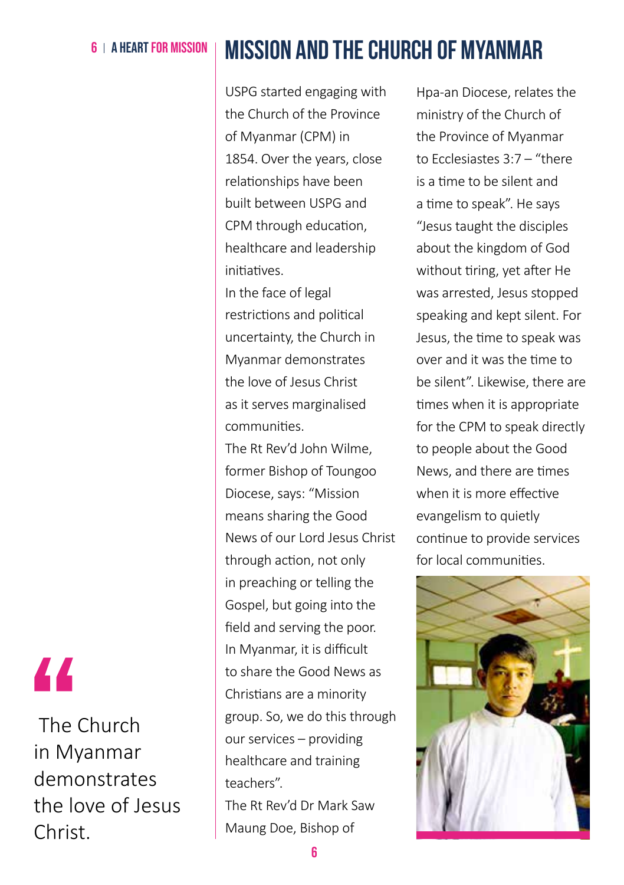# MISSION AND THE CHURCH OF MYANMAR

USPG started engaging with the Church of the Province of Myanmar (CPM) in 1854. Over the years, close relationships have been built between USPG and CPM through education, healthcare and leadership initiatives.

In the face of legal restrictions and political uncertainty, the Church in Myanmar demonstrates the love of Jesus Christ as it serves marginalised communities.

The Rt Rev'd John Wilme, former Bishop of Toungoo Diocese, says: "Mission means sharing the Good News of our Lord Jesus Christ through action, not only in preaching or telling the Gospel, but going into the field and serving the poor. In Myanmar, it is difficult to share the Good News as Christians are a minority group. So, we do this through our services – providing healthcare and training teachers".

The Rt Rev'd Dr Mark Saw Maung Doe, Bishop of Hpa-an Diocese, relates the ministry of the Church of the Province of Myanmar to Ecclesiastes 3:7 – "there is a time to be silent and a time to speak". He says "Jesus taught the disciples about the kingdom of God without tiring, yet after He was arrested, Jesus stopped speaking and kept silent. For Jesus, the time to speak was over and it was the time to be silent". Likewise, there are times when it is appropriate for the CPM to speak directly to people about the Good News, and there are times when it is more effective evangelism to quietly continue to provide services for local communities.

> "The Church in Myanmar demonstrates the love of Jesus Christ.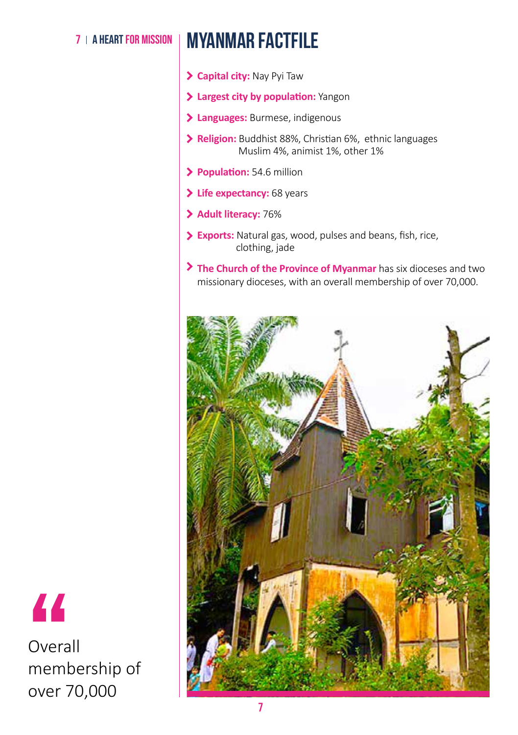# MYANMAR FACTFILE

- **Capital city:** Nay Pyi Taw
- **Largest city by population:** Yangon
- **Languages:** Burmese, indigenous
- **Religion:** Buddhist 88%, Christian 6%, ethnic languages Muslim 4%, animist 1%, other 1%
- **Population:** 54.6 million
- **Life expectancy:** 68 years
- **Adult literacy:** 76%
- **Exports:** Natural gas, wood, pulses and beans, fish, rice, clothing, jade
- **The Church of the Province of Myanmar** has six dioceses and two missionary dioceses, with an overall membership of over 70,000.

> Overall membership of over 70,000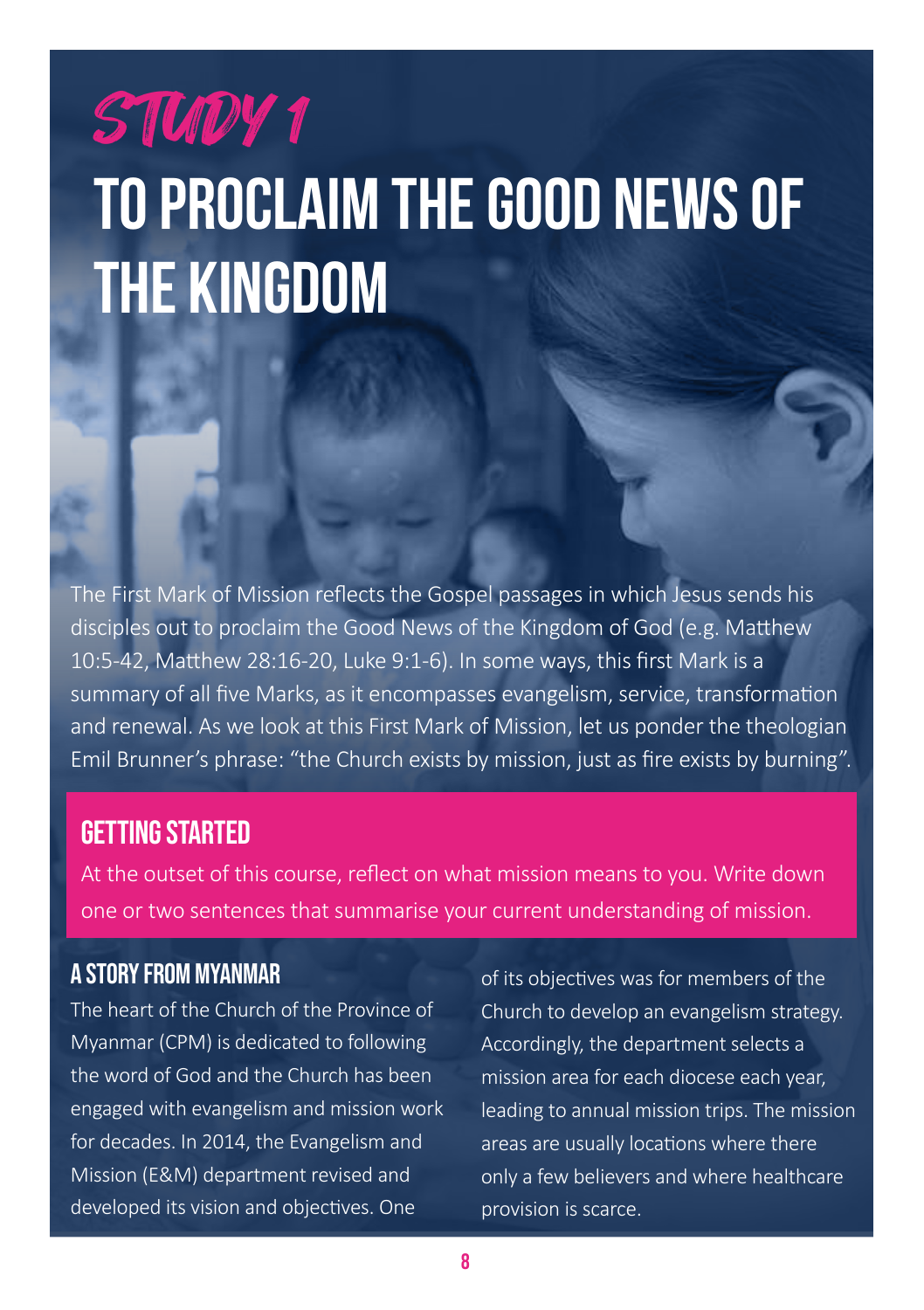# STUDY 1

# TO PROCLAIM THE GOOD NEWS OF THE KINGDOM

The First Mark of Mission reflects the Gospel passages in which Jesus sends his disciples out to proclaim the Good News of the Kingdom of God (e.g. Matthew 10:5-42, Matthew 28:16-20, Luke 9:1-6). In some ways, this first Mark is a summary of all five Marks, as it encompasses evangelism, service, transformation and renewal. As we look at this First Mark of Mission, let us ponder the theologian Emil Brunner's phrase: "the Church exists by mission, just as fire exists by burning".

## GETTING STARTED

At the outset of this course, reflect on what mission means to you. Write down one or two sentences that summarise your current understanding of mission.

## A STORY FROM MYANMAR

The heart of the Church of the Province of Myanmar (CPM) is dedicated to following the word of God and the Church has been engaged with evangelism and mission work for decades. In 2014, the Evangelism and Mission (E&M) department revised and developed its vision and objectives. One of its objectives was for members of the Church to develop an evangelism strategy. Accordingly, the department selects a mission area for each diocese each year, leading to annual mission trips. The mission areas are usually locations where there only a few believers and where healthcare provision is scarce.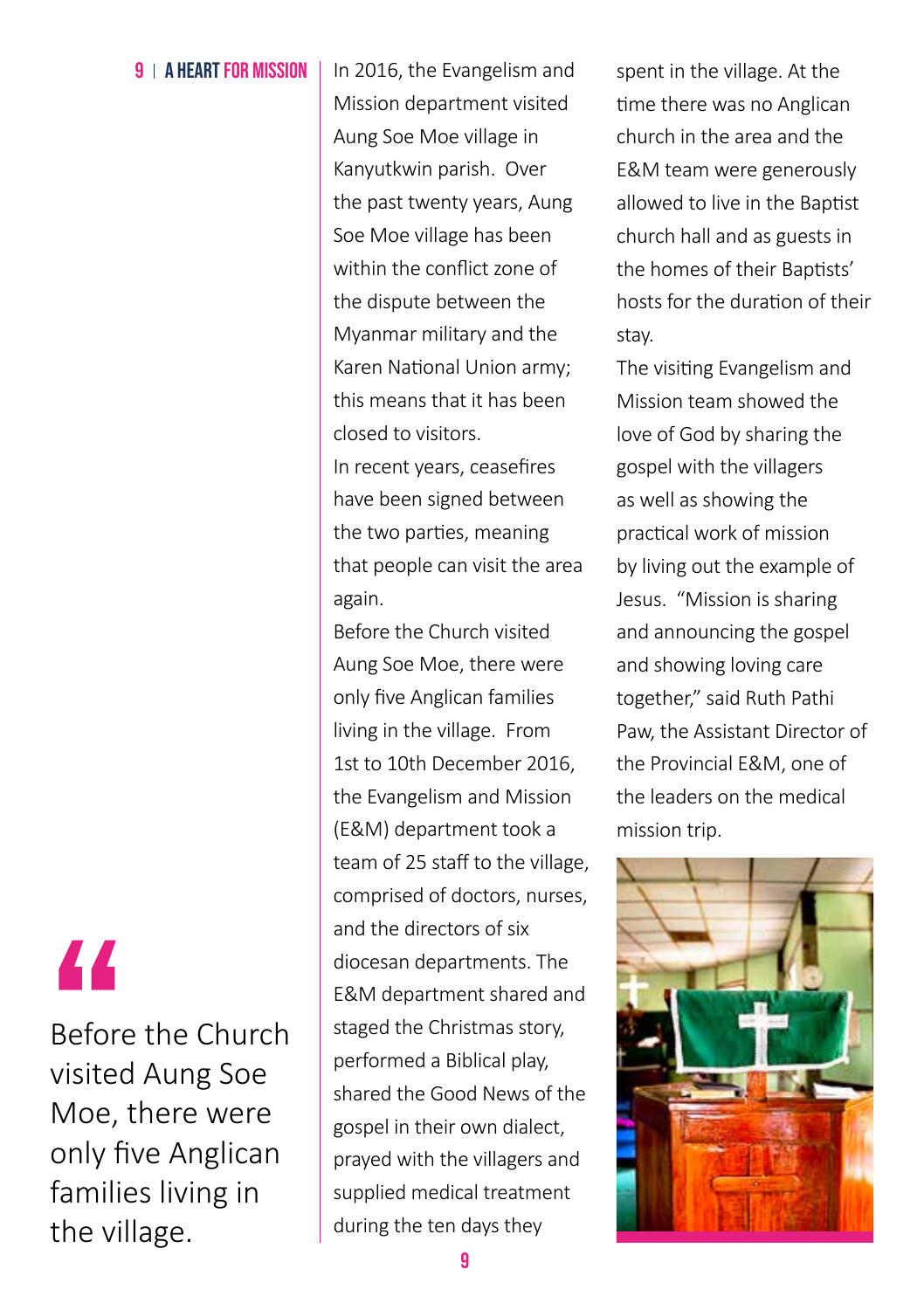In 2016, the Evangelism and Mission department visited Aung Soe Moe village in Kanyutkwin parish. Over the past twenty years, Aung Soe Moe village has been within the conflict zone of the dispute between the Myanmar military and the Karen National Union army; this means that it has been closed to visitors.

In recent years, ceasefires have been signed between the two parties, meaning that people can visit the area again.

Before the Church visited Aung Soe Moe, there were only five Anglican families living in the village. From 1st to 10th December 2016, the Evangelism and Mission (E&M) department took a team of 25 staff to the village, comprised of doctors, nurses, and the directors of six diocesan departments. The E&M department shared and staged the Christmas story, performed a Biblical play, shared the Good News of the gospel in their own dialect, prayed with the villagers and supplied medical treatment during the ten days they spent in the village. At the time there was no Anglican church in the area and the E&M team were generously allowed to live in the Baptist church hall and as guests in the homes of their Baptists' hosts for the duration of their stay.

The visiting Evangelism and Mission team showed the love of God by sharing the gospel with the villagers as well as showing the practical work of mission by living out the example of Jesus. "Mission is sharing and announcing the gospel and showing loving care together," said Ruth Pathi Paw, the Assistant Director of the Provincial E&M, one of the leaders on the medical mission trip.

> "Before the Church visited Aung Soe Moe, there were only five Anglican families living in the village.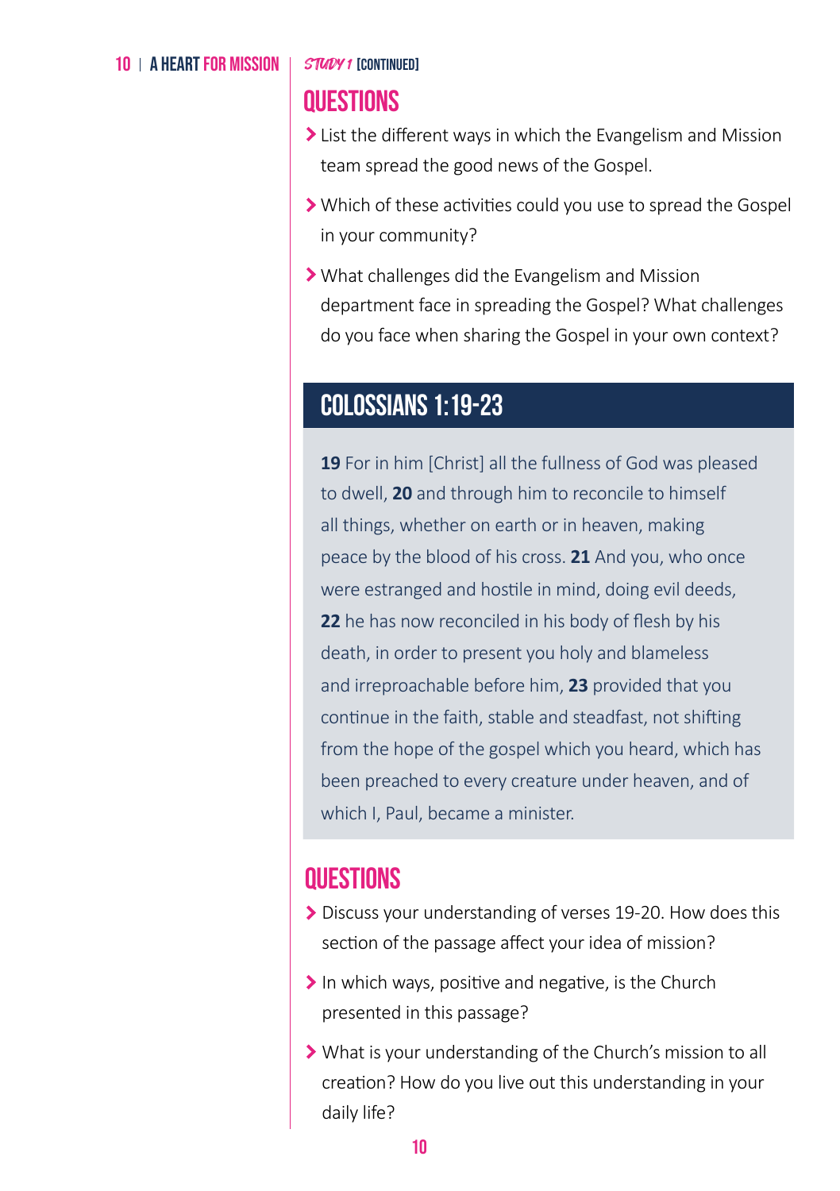*STUDY 1* **[CONTINUED]**

## QUESTIONS

- List the different ways in which the Evangelism and Mission team spread the good news of the Gospel.
- Which of these activities could you use to spread the Gospel in your community?
- What challenges did the Evangelism and Mission department face in spreading the Gospel? What challenges do you face when sharing the Gospel in your own context?

## COLOSSIANS 1:19-23

**19** For in him [Christ] all the fullness of God was pleased to dwell, **20** and through him to reconcile to himself all things, whether on earth or in heaven, making peace by the blood of his cross. **21** And you, who once were estranged and hostile in mind, doing evil deeds, **22** he has now reconciled in his body of flesh by his death, in order to present you holy and blameless and irreproachable before him, **23** provided that you continue in the faith, stable and steadfast, not shifting from the hope of the gospel which you heard, which has been preached to every creature under heaven, and of which I, Paul, became a minister.

## QUESTIONS

- Discuss your understanding of verses 19-20. How does this section of the passage affect your idea of mission?
- In which ways, positive and negative, is the Church presented in this passage?
- What is your understanding of the Church's mission to all creation? How do you live out this understanding in your daily life?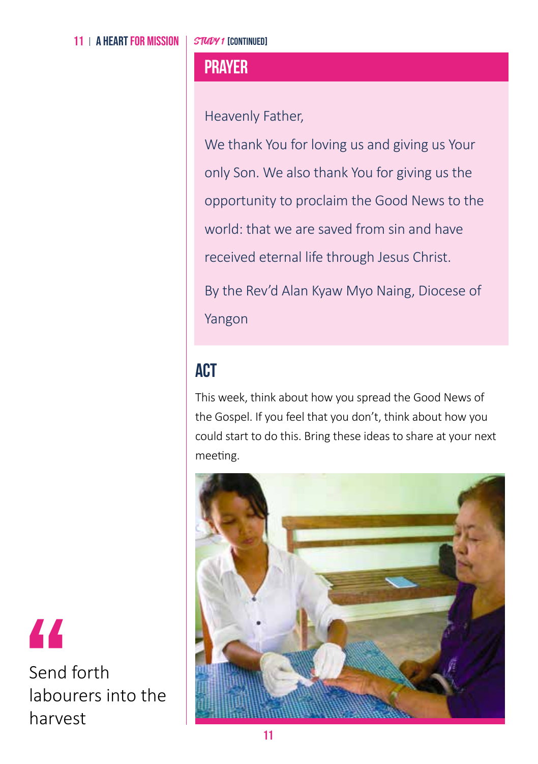*Study 1* [continued]

## PRAYER

Heavenly Father,

We thank You for loving us and giving us Your only Son. We also thank You for giving us the opportunity to proclaim the Good News to the world: that we are saved from sin and have received eternal life through Jesus Christ.

By the Rev'd Alan Kyaw Myo Naing, Diocese of Yangon

## ACT

This week, think about how you spread the Good News of the Gospel. If you feel that you don't, think about how you could start to do this. Bring these ideas to share at your next meeting.

> Send forth labourers into the harvest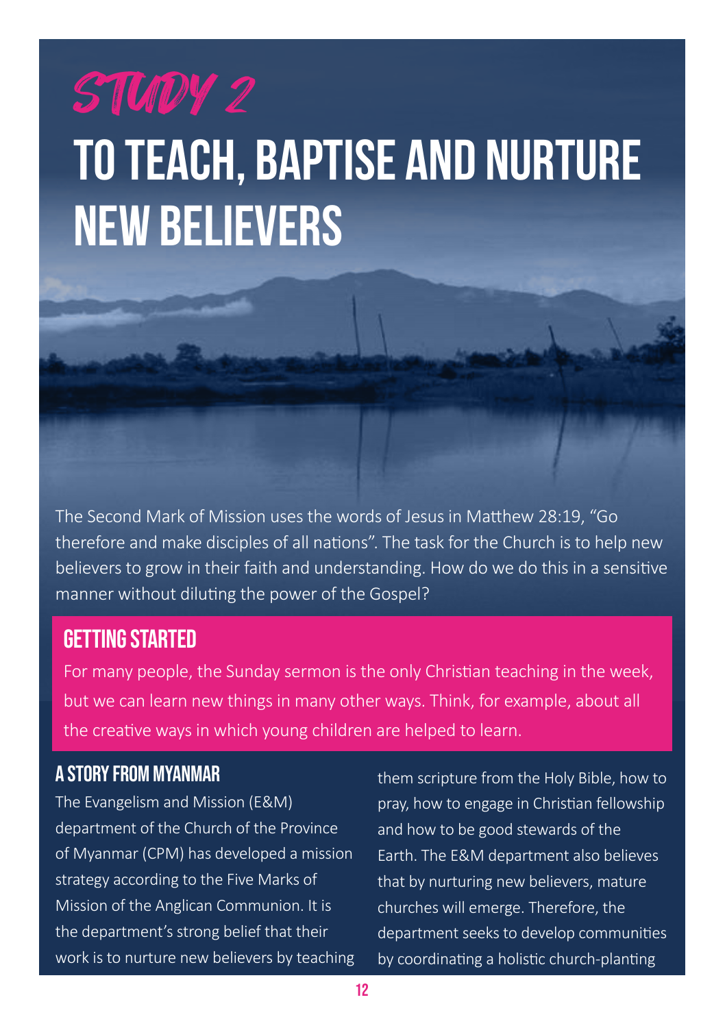# STUDY 2

# TO TEACH, BAPTISE AND NURTURE NEW BELIEVERS

The Second Mark of Mission uses the words of Jesus in Matthew 28:19, "Go therefore and make disciples of all nations". The task for the Church is to help new believers to grow in their faith and understanding. How do we do this in a sensitive manner without diluting the power of the Gospel?

## GETTING STARTED

For many people, the Sunday sermon is the only Christian teaching in the week, but we can learn new things in many other ways. Think, for example, about all the creative ways in which young children are helped to learn.

## A STORY FROM MYANMAR

The Evangelism and Mission (E&M) department of the Church of the Province of Myanmar (CPM) has developed a mission strategy according to the Five Marks of Mission of the Anglican Communion. It is the department's strong belief that their work is to nurture new believers by teaching them scripture from the Holy Bible, how to pray, how to engage in Christian fellowship and how to be good stewards of the Earth. The E&M department also believes that by nurturing new believers, mature churches will emerge. Therefore, the department seeks to develop communities by coordinating a holistic church-planting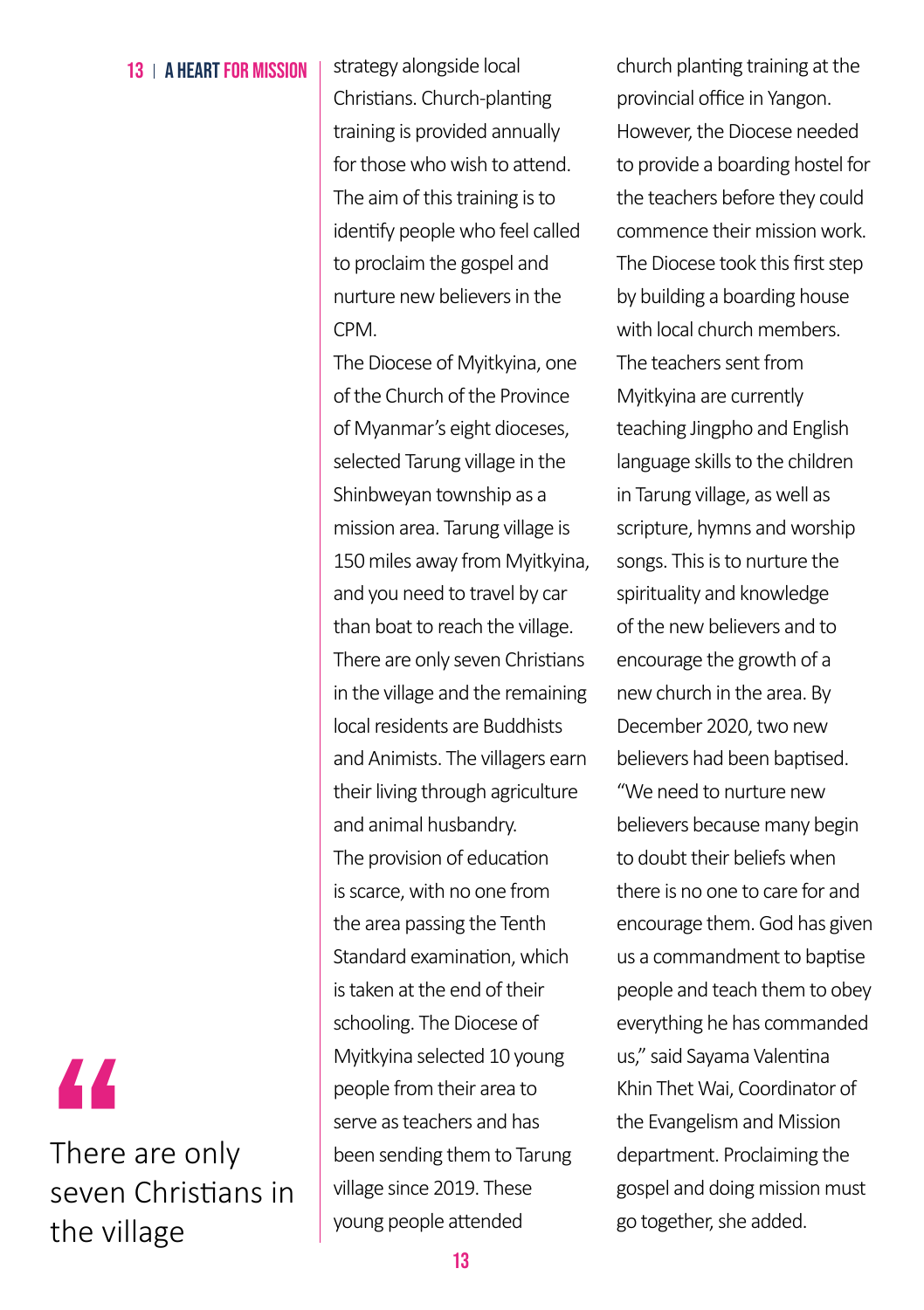strategy alongside local Christians. Church-planting training is provided annually for those who wish to attend. The aim of this training is to identify people who feel called to proclaim the gospel and nurture new believers in the CPM.

The Diocese of Myitkyina, one of the Church of the Province of Myanmar's eight dioceses, selected Tarung village in the Shinbweyan township as a mission area. Tarung village is 150 miles away from Myitkyina, and you need to travel by car than boat to reach the village. There are only seven Christians in the village and the remaining local residents are Buddhists and Animists. The villagers earn their living through agriculture and animal husbandry.

The provision of education is scarce, with no one from the area passing the Tenth Standard examination, which is taken at the end of their schooling. The Diocese of Myitkyina selected 10 young people from their area to serve as teachers and has been sending them to Tarung village since 2019. These young people attended church planting training at the provincial office in Yangon. However, the Diocese needed to provide a boarding hostel for the teachers before they could commence their mission work. The Diocese took this first step by building a boarding house with local church members. The teachers sent from Myitkyina are currently teaching Jingpho and English language skills to the children in Tarung village, as well as scripture, hymns and worship songs. This is to nurture the spirituality and knowledge of the new believers and to encourage the growth of a new church in the area. By December 2020, two new believers had been baptised. "We need to nurture new believers because many begin to doubt their beliefs when there is no one to care for and encourage them. God has given us a commandment to baptise people and teach them to obey everything he has commanded us," said Sayama Valentina Khin Thet Wai, Coordinator of the Evangelism and Mission department. Proclaiming the gospel and doing mission must go together, she added.

> There are only seven Christians in the village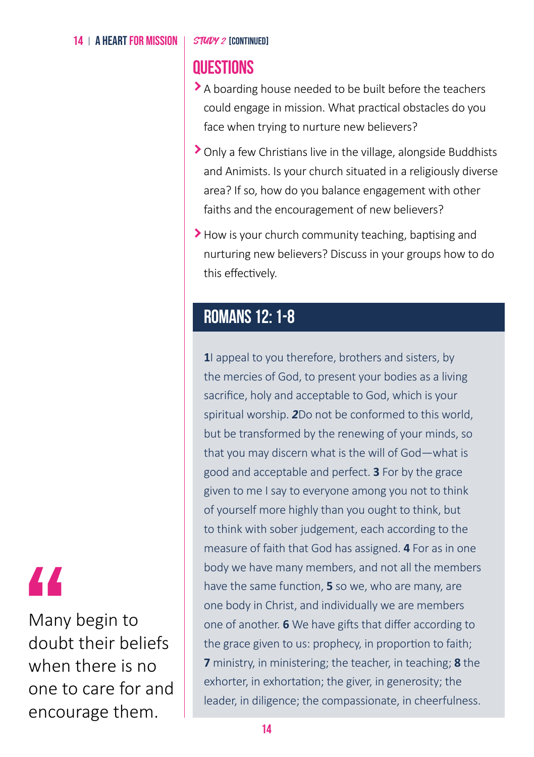*Study 2* [CONTINUED]

## QUESTIONS

- A boarding house needed to be built before the teachers could engage in mission. What practical obstacles do you face when trying to nurture new believers?
- Only a few Christians live in the village, alongside Buddhists and Animists. Is your church situated in a religiously diverse area? If so, how do you balance engagement with other faiths and the encouragement of new believers?
- How is your church community teaching, baptising and nurturing new believers? Discuss in your groups how to do this effectively.

> Many begin to doubt their beliefs when there is no one to care for and encourage them.

## ROMANS 12: 1-8

**1**I appeal to you therefore, brothers and sisters, by the mercies of God, to present your bodies as a living sacrifice, holy and acceptable to God, which is your spiritual worship. ***2***Do not be conformed to this world, but be transformed by the renewing of your minds, so that you may discern what is the will of God—what is good and acceptable and perfect. **3** For by the grace given to me I say to everyone among you not to think of yourself more highly than you ought to think, but to think with sober judgement, each according to the measure of faith that God has assigned. **4** For as in one body we have many members, and not all the members have the same function, **5** so we, who are many, are one body in Christ, and individually we are members one of another. **6** We have gifts that differ according to the grace given to us: prophecy, in proportion to faith; **7** ministry, in ministering; the teacher, in teaching; **8** the exhorter, in exhortation; the giver, in generosity; the leader, in diligence; the compassionate, in cheerfulness.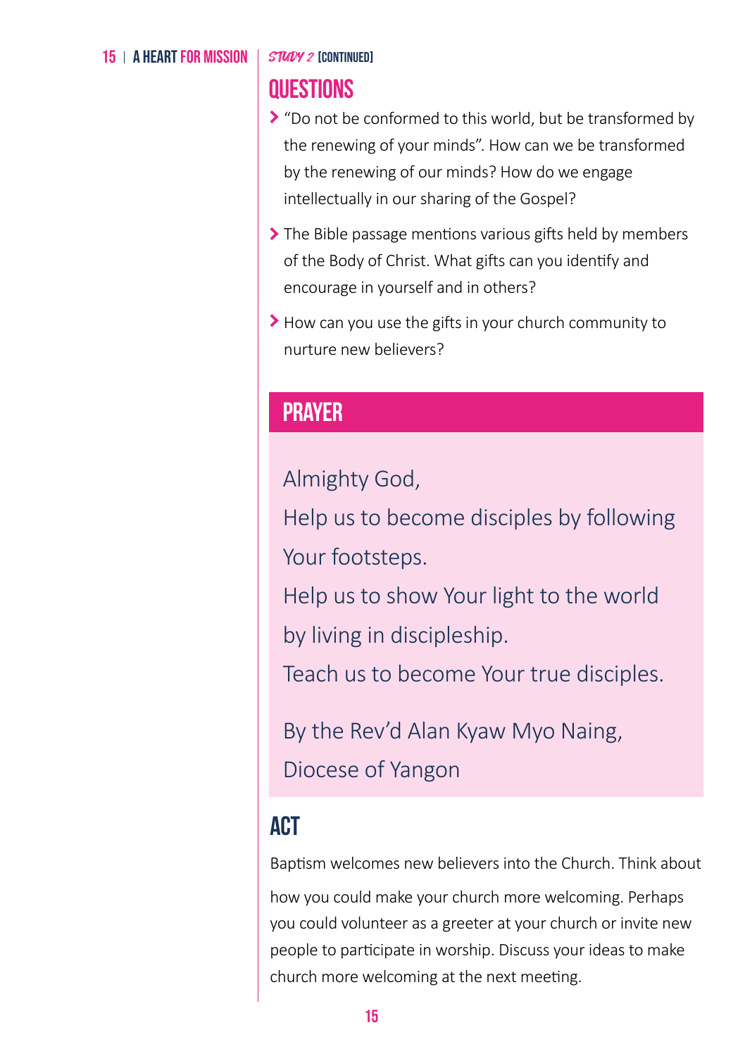*Study 2* [CONTINUED]

## QUESTIONS

- "Do not be conformed to this world, but be transformed by the renewing of your minds". How can we be transformed by the renewing of our minds? How do we engage intellectually in our sharing of the Gospel?
- The Bible passage mentions various gifts held by members of the Body of Christ. What gifts can you identify and encourage in yourself and in others?
- How can you use the gifts in your church community to nurture new believers?

## PRAYER

Almighty God,
Help us to become disciples by following Your footsteps.
Help us to show Your light to the world by living in discipleship.
Teach us to become Your true disciples.

By the Rev'd Alan Kyaw Myo Naing, Diocese of Yangon

## ACT

Baptism welcomes new believers into the Church. Think about how you could make your church more welcoming. Perhaps you could volunteer as a greeter at your church or invite new people to participate in worship. Discuss your ideas to make church more welcoming at the next meeting.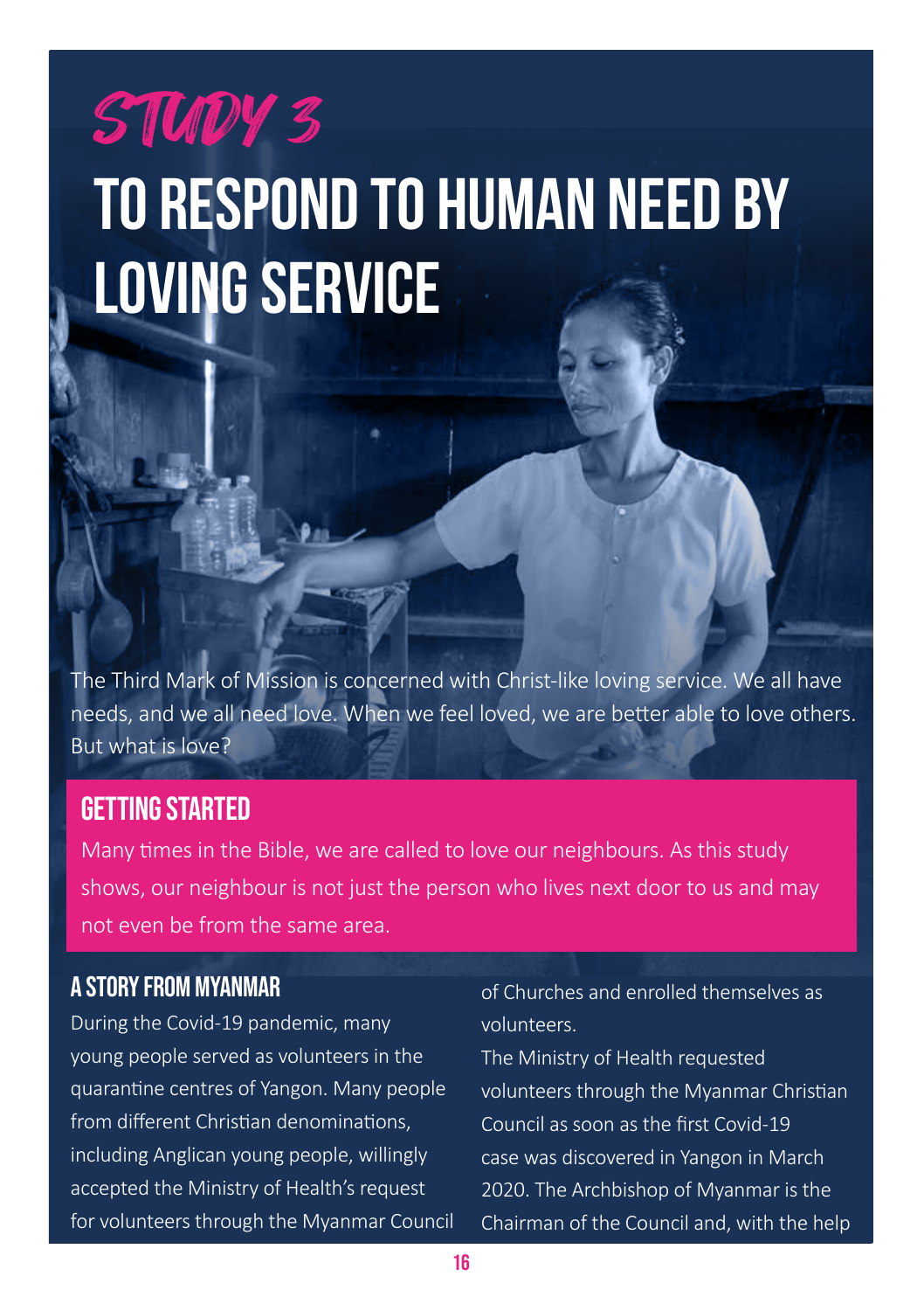# STUDY 3

# TO RESPOND TO HUMAN NEED BY LOVING SERVICE

The Third Mark of Mission is concerned with Christ-like loving service. We all have needs, and we all need love. When we feel loved, we are better able to love others. But what is love?

## GETTING STARTED

Many times in the Bible, we are called to love our neighbours. As this study shows, our neighbour is not just the person who lives next door to us and may not even be from the same area.

### A STORY FROM MYANMAR

During the Covid-19 pandemic, many young people served as volunteers in the quarantine centres of Yangon. Many people from different Christian denominations, including Anglican young people, willingly accepted the Ministry of Health's request for volunteers through the Myanmar Council of Churches and enrolled themselves as volunteers.

The Ministry of Health requested volunteers through the Myanmar Christian Council as soon as the first Covid-19 case was discovered in Yangon in March 2020. The Archbishop of Myanmar is the Chairman of the Council and, with the help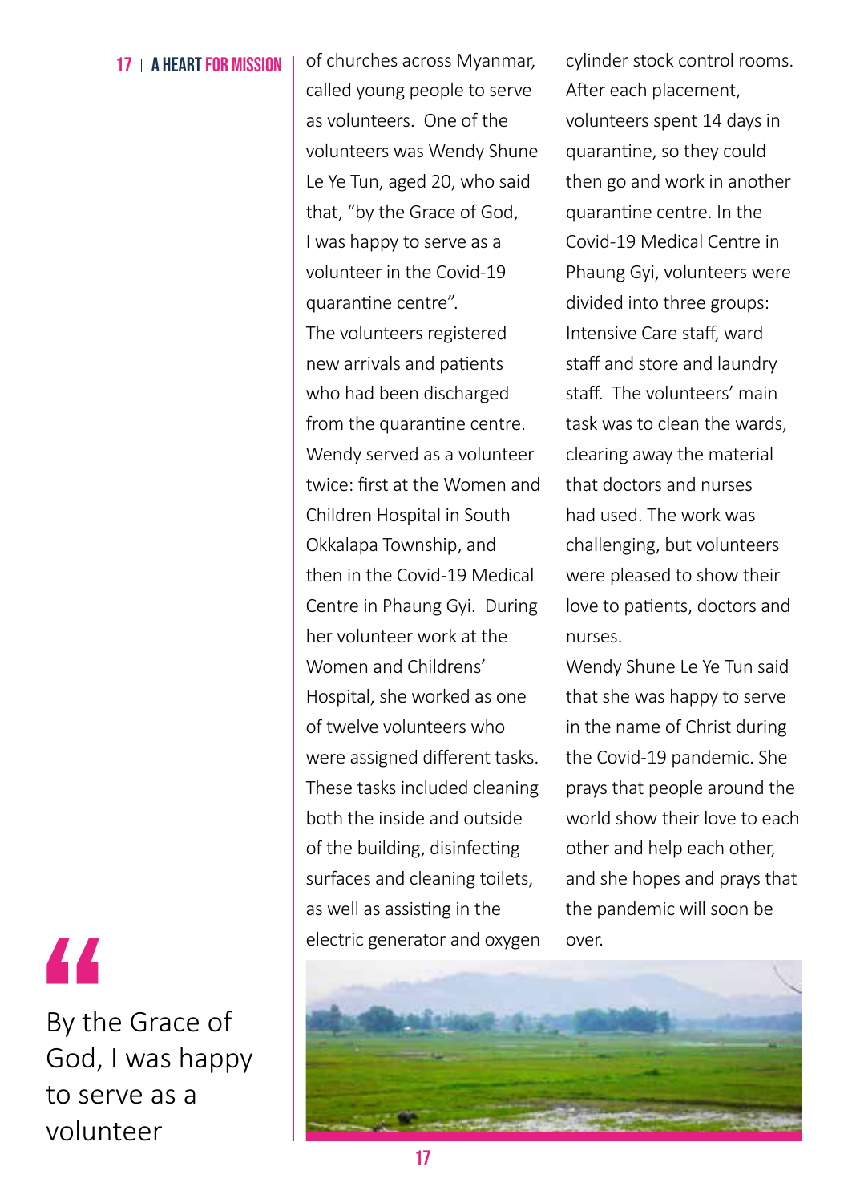of churches across Myanmar, called young people to serve as volunteers.  One of the volunteers was Wendy Shune Le Ye Tun, aged 20, who said that, "by the Grace of God, I was happy to serve as a volunteer in the Covid-19 quarantine centre".

The volunteers registered new arrivals and patients who had been discharged from the quarantine centre. Wendy served as a volunteer twice: first at the Women and Children Hospital in South Okkalapa Township, and then in the Covid-19 Medical Centre in Phaung Gyi.  During her volunteer work at the Women and Childrens' Hospital, she worked as one of twelve volunteers who were assigned different tasks. These tasks included cleaning both the inside and outside of the building, disinfecting surfaces and cleaning toilets, as well as assisting in the electric generator and oxygen cylinder stock control rooms. After each placement, volunteers spent 14 days in quarantine, so they could then go and work in another quarantine centre. In the Covid-19 Medical Centre in Phaung Gyi, volunteers were divided into three groups: Intensive Care staff, ward staff and store and laundry staff.  The volunteers' main task was to clean the wards, clearing away the material that doctors and nurses had used. The work was challenging, but volunteers were pleased to show their love to patients, doctors and nurses.

Wendy Shune Le Ye Tun said that she was happy to serve in the name of Christ during the Covid-19 pandemic. She prays that people around the world show their love to each other and help each other, and she hopes and prays that the pandemic will soon be over.

> "By the Grace of God, I was happy to serve as a volunteer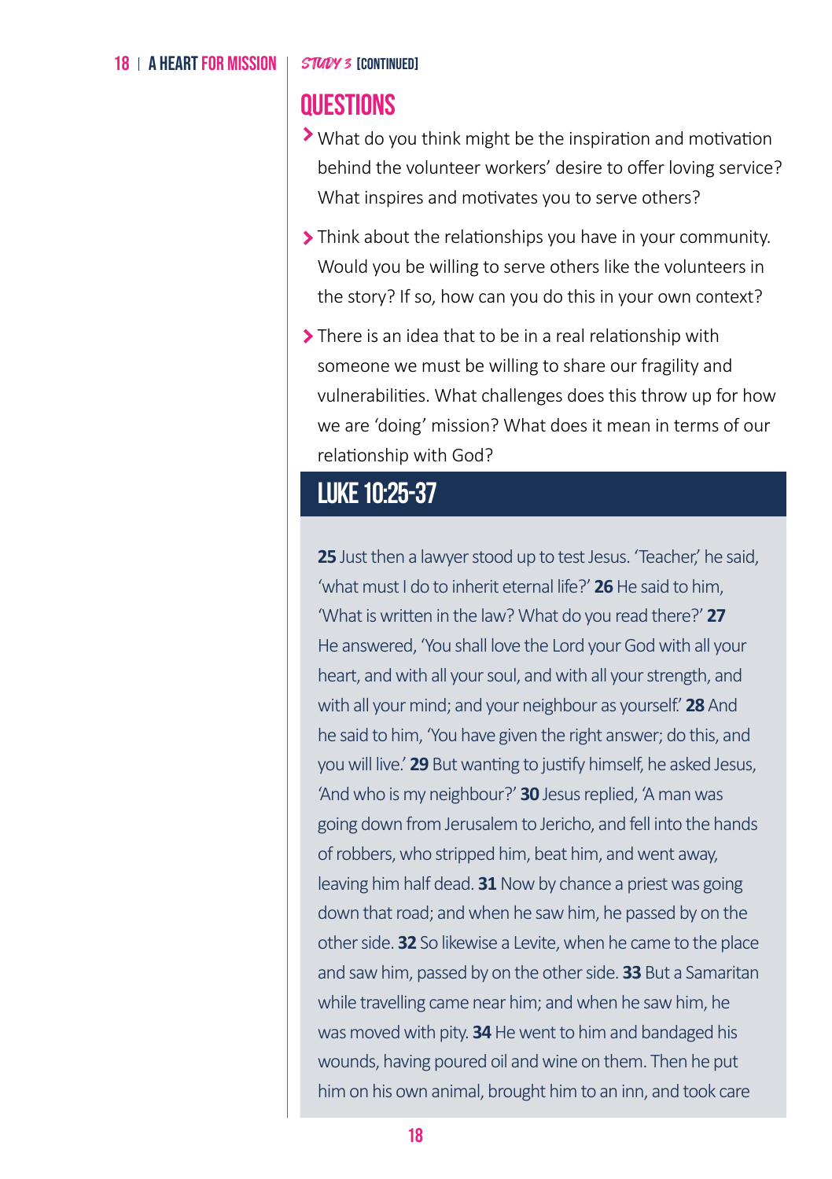*Study 3* **[CONTINUED]**

## QUESTIONS

- What do you think might be the inspiration and motivation behind the volunteer workers' desire to offer loving service? What inspires and motivates you to serve others?
- Think about the relationships you have in your community. Would you be willing to serve others like the volunteers in the story? If so, how can you do this in your own context?
- There is an idea that to be in a real relationship with someone we must be willing to share our fragility and vulnerabilities. What challenges does this throw up for how we are 'doing' mission? What does it mean in terms of our relationship with God?

## LUKE 10:25-37

**25** Just then a lawyer stood up to test Jesus. 'Teacher,' he said, 'what must I do to inherit eternal life?' **26** He said to him, 'What is written in the law? What do you read there?' **27** He answered, 'You shall love the Lord your God with all your heart, and with all your soul, and with all your strength, and with all your mind; and your neighbour as yourself.' **28** And he said to him, 'You have given the right answer; do this, and you will live.' **29** But wanting to justify himself, he asked Jesus, 'And who is my neighbour?' **30** Jesus replied, 'A man was going down from Jerusalem to Jericho, and fell into the hands of robbers, who stripped him, beat him, and went away, leaving him half dead. **31** Now by chance a priest was going down that road; and when he saw him, he passed by on the other side. **32** So likewise a Levite, when he came to the place and saw him, passed by on the other side. **33** But a Samaritan while travelling came near him; and when he saw him, he was moved with pity. **34** He went to him and bandaged his wounds, having poured oil and wine on them. Then he put him on his own animal, brought him to an inn, and took care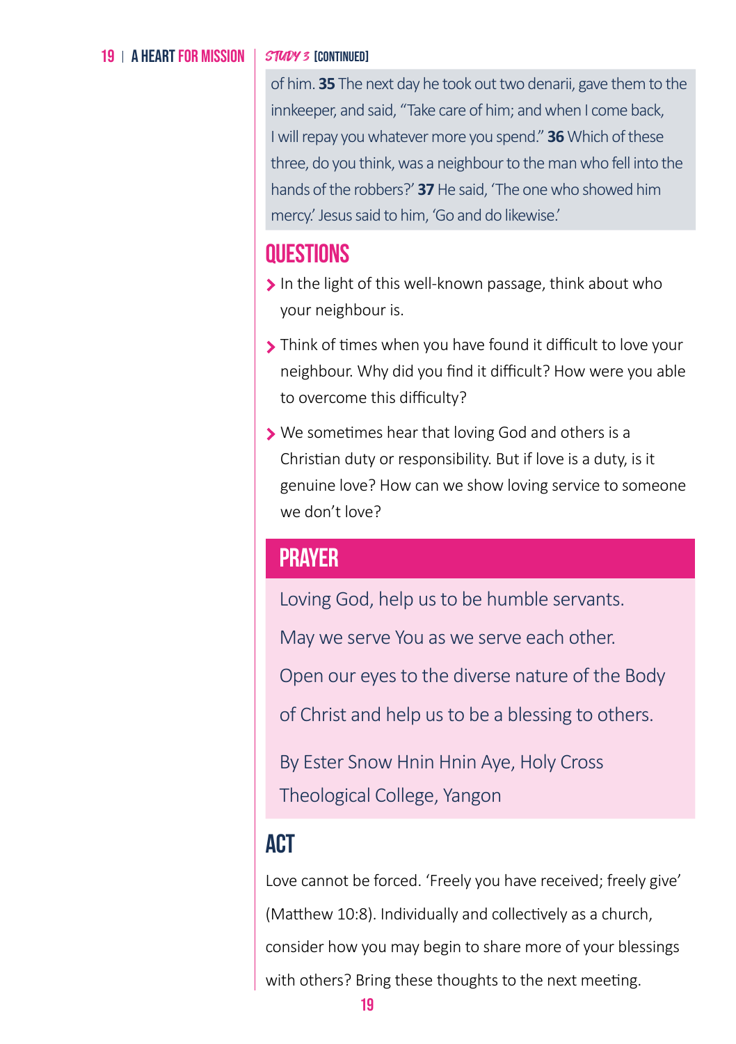of him. **35** The next day he took out two denarii, gave them to the innkeeper, and said, "Take care of him; and when I come back, I will repay you whatever more you spend." **36** Which of these three, do you think, was a neighbour to the man who fell into the hands of the robbers?' **37** He said, 'The one who showed him mercy.' Jesus said to him, 'Go and do likewise.'

## QUESTIONS

- In the light of this well-known passage, think about who your neighbour is.
- Think of times when you have found it difficult to love your neighbour. Why did you find it difficult? How were you able to overcome this difficulty?
- We sometimes hear that loving God and others is a Christian duty or responsibility. But if love is a duty, is it genuine love? How can we show loving service to someone we don't love?

## PRAYER

Loving God, help us to be humble servants.

May we serve You as we serve each other.

Open our eyes to the diverse nature of the Body of Christ and help us to be a blessing to others.

By Ester Snow Hnin Hnin Aye, Holy Cross Theological College, Yangon

## ACT

Love cannot be forced. 'Freely you have received; freely give' (Matthew 10:8). Individually and collectively as a church, consider how you may begin to share more of your blessings with others? Bring these thoughts to the next meeting.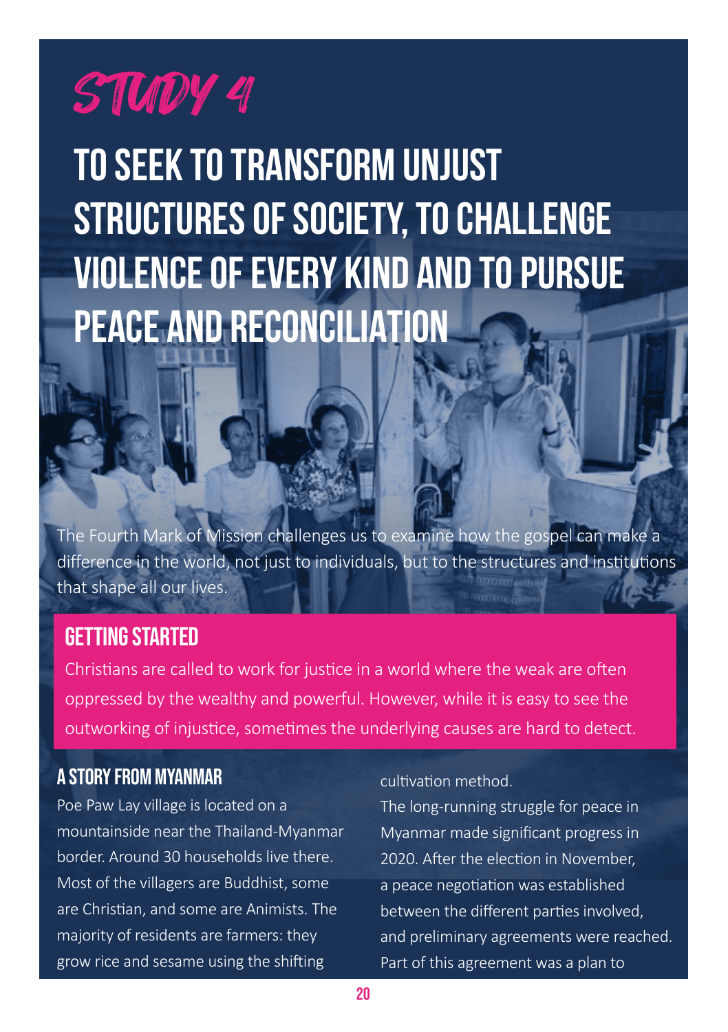# STUDY 4

# TO SEEK TO TRANSFORM UNJUST STRUCTURES OF SOCIETY, TO CHALLENGE VIOLENCE OF EVERY KIND AND TO PURSUE PEACE AND RECONCILIATION

The Fourth Mark of Mission challenges us to examine how the gospel can make a difference in the world, not just to individuals, but to the structures and institutions that shape all our lives.

## GETTING STARTED

Christians are called to work for justice in a world where the weak are often oppressed by the wealthy and powerful. However, while it is easy to see the outworking of injustice, sometimes the underlying causes are hard to detect.

## A STORY FROM MYANMAR

Poe Paw Lay village is located on a mountainside near the Thailand-Myanmar border. Around 30 households live there. Most of the villagers are Buddhist, some are Christian, and some are Animists. The majority of residents are farmers: they grow rice and sesame using the shifting cultivation method.

The long-running struggle for peace in Myanmar made significant progress in 2020. After the election in November, a peace negotiation was established between the different parties involved, and preliminary agreements were reached. Part of this agreement was a plan to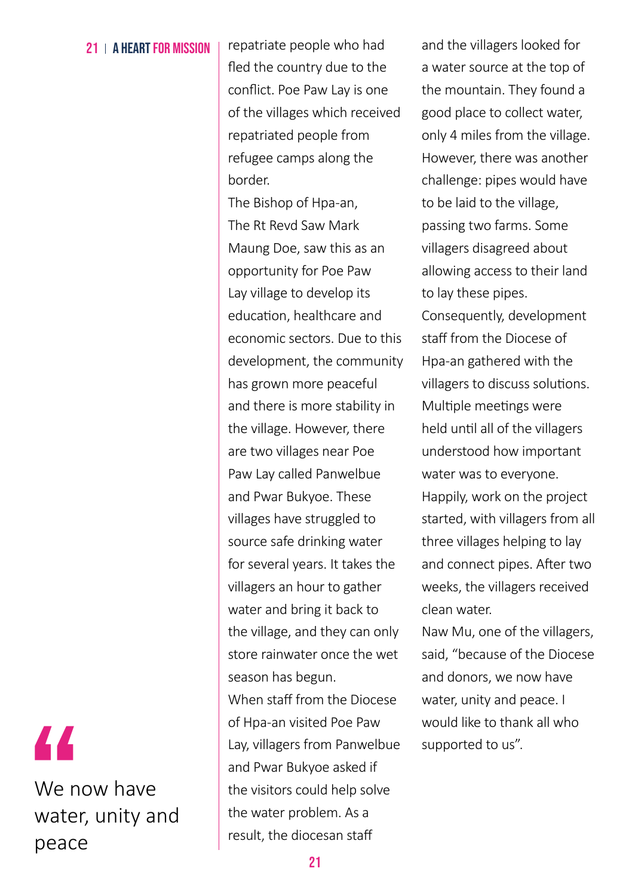> We now have water, unity and peace

repatriate people who had fled the country due to the conflict. Poe Paw Lay is one of the villages which received repatriated people from refugee camps along the border.

The Bishop of Hpa-an, The Rt Revd Saw Mark Maung Doe, saw this as an opportunity for Poe Paw Lay village to develop its education, healthcare and economic sectors. Due to this development, the community has grown more peaceful and there is more stability in the village. However, there are two villages near Poe Paw Lay called Panwelbue and Pwar Bukyoe. These villages have struggled to source safe drinking water for several years. It takes the villagers an hour to gather water and bring it back to the village, and they can only store rainwater once the wet season has begun.

When staff from the Diocese of Hpa-an visited Poe Paw Lay, villagers from Panwelbue and Pwar Bukyoe asked if the visitors could help solve the water problem. As a result, the diocesan staff and the villagers looked for a water source at the top of the mountain. They found a good place to collect water, only 4 miles from the village. However, there was another challenge: pipes would have to be laid to the village, passing two farms. Some villagers disagreed about allowing access to their land to lay these pipes.

Consequently, development staff from the Diocese of Hpa-an gathered with the villagers to discuss solutions. Multiple meetings were held until all of the villagers understood how important water was to everyone. Happily, work on the project started, with villagers from all three villages helping to lay and connect pipes. After two weeks, the villagers received clean water.

Naw Mu, one of the villagers, said, "because of the Diocese and donors, we now have water, unity and peace. I would like to thank all who supported to us".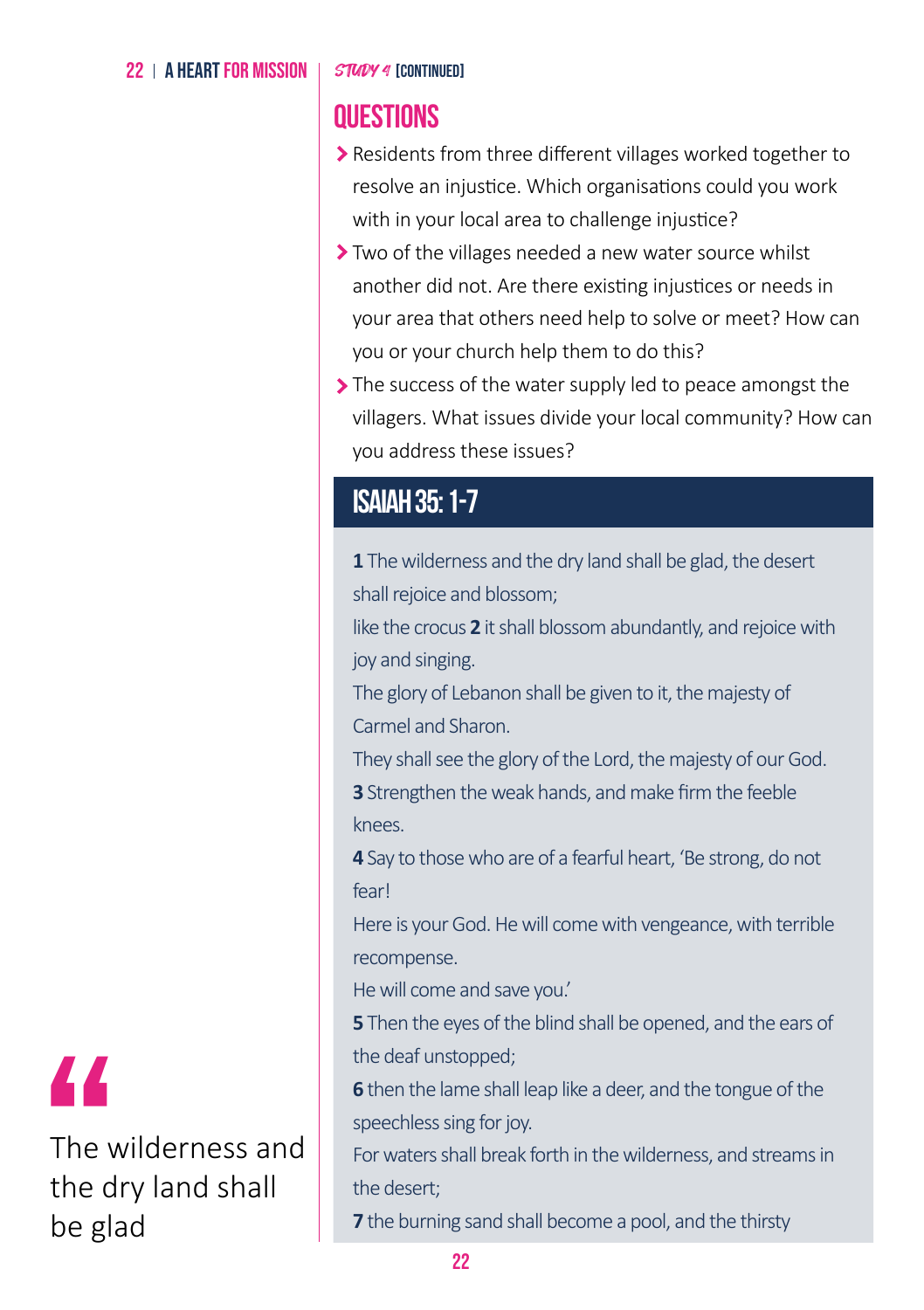*STUDY 4* [CONTINUED]

## QUESTIONS

- Residents from three different villages worked together to resolve an injustice. Which organisations could you work with in your local area to challenge injustice?
- Two of the villages needed a new water source whilst another did not. Are there existing injustices or needs in your area that others need help to solve or meet? How can you or your church help them to do this?
- The success of the water supply led to peace amongst the villagers. What issues divide your local community? How can you address these issues?

## ISAIAH 35: 1-7

**1** The wilderness and the dry land shall be glad, the desert shall rejoice and blossom;
like the crocus **2** it shall blossom abundantly, and rejoice with joy and singing.
The glory of Lebanon shall be given to it, the majesty of Carmel and Sharon.
They shall see the glory of the Lord, the majesty of our God.
**3** Strengthen the weak hands, and make firm the feeble knees.
**4** Say to those who are of a fearful heart, 'Be strong, do not fear!
Here is your God. He will come with vengeance, with terrible recompense.
He will come and save you.'
**5** Then the eyes of the blind shall be opened, and the ears of the deaf unstopped;
**6** then the lame shall leap like a deer, and the tongue of the speechless sing for joy.
For waters shall break forth in the wilderness, and streams in the desert;
**7** the burning sand shall become a pool, and the thirsty

> The wilderness and the dry land shall be glad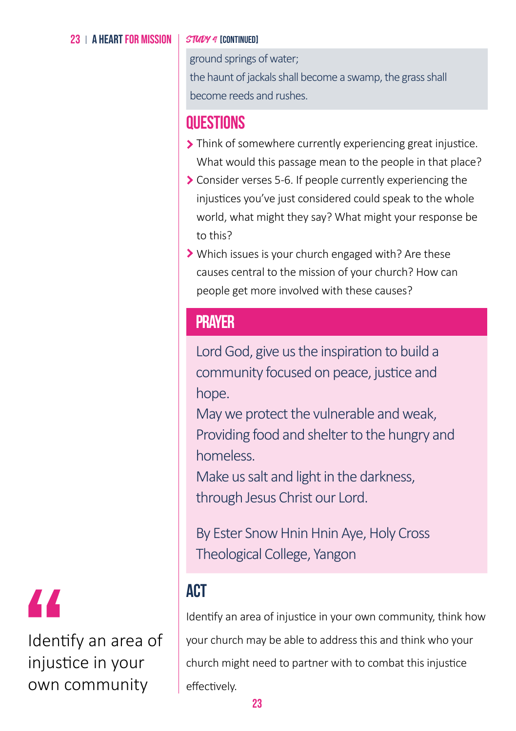ground springs of water;
the haunt of jackals shall become a swamp, the grass shall become reeds and rushes.

## QUESTIONS

- Think of somewhere currently experiencing great injustice. What would this passage mean to the people in that place?
- Consider verses 5-6. If people currently experiencing the injustices you've just considered could speak to the whole world, what might they say? What might your response be to this?
- Which issues is your church engaged with? Are these causes central to the mission of your church? How can people get more involved with these causes?

## PRAYER

Lord God, give us the inspiration to build a community focused on peace, justice and hope.
May we protect the vulnerable and weak,
Providing food and shelter to the hungry and homeless.
Make us salt and light in the darkness,
through Jesus Christ our Lord.

By Ester Snow Hnin Hnin Aye, Holy Cross Theological College, Yangon

## ACT

Identify an area of injustice in your own community, think how your church may be able to address this and think who your church might need to partner with to combat this injustice effectively.

> "Identify an area of injustice in your own community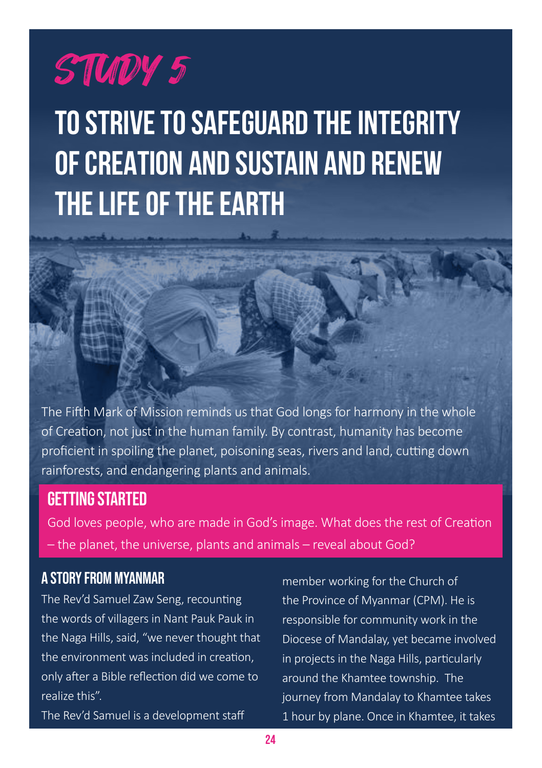# STUDY 5

# TO STRIVE TO SAFEGUARD THE INTEGRITY OF CREATION AND SUSTAIN AND RENEW THE LIFE OF THE EARTH

The Fifth Mark of Mission reminds us that God longs for harmony in the whole of Creation, not just in the human family. By contrast, humanity has become proficient in spoiling the planet, poisoning seas, rivers and land, cutting down rainforests, and endangering plants and animals.

## GETTING STARTED

God loves people, who are made in God's image. What does the rest of Creation – the planet, the universe, plants and animals – reveal about God?

## A STORY FROM MYANMAR

The Rev'd Samuel Zaw Seng, recounting the words of villagers in Nant Pauk Pauk in the Naga Hills, said, "we never thought that the environment was included in creation, only after a Bible reflection did we come to realize this".

The Rev'd Samuel is a development staff member working for the Church of the Province of Myanmar (CPM). He is responsible for community work in the Diocese of Mandalay, yet became involved in projects in the Naga Hills, particularly around the Khamtee township. The journey from Mandalay to Khamtee takes 1 hour by plane. Once in Khamtee, it takes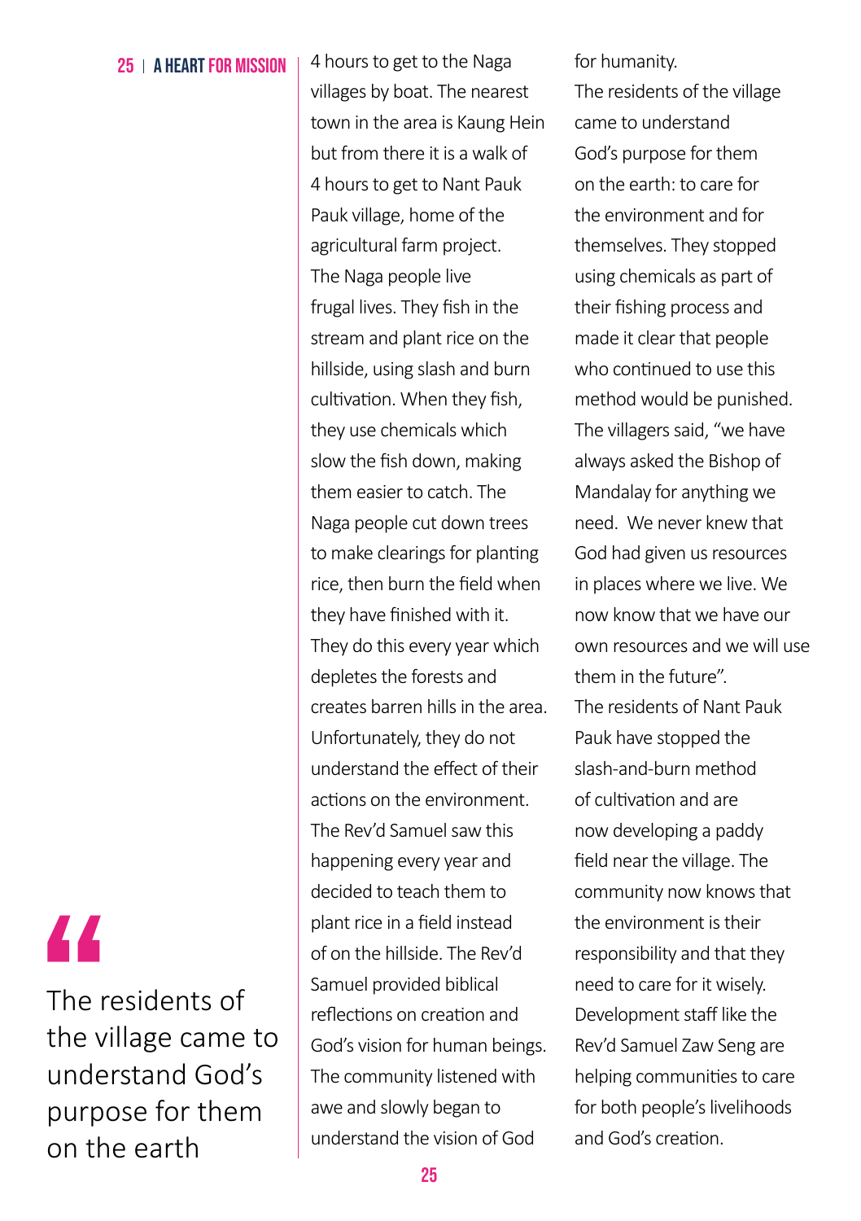4 hours to get to the Naga villages by boat. The nearest town in the area is Kaung Hein but from there it is a walk of 4 hours to get to Nant Pauk Pauk village, home of the agricultural farm project.

The Naga people live frugal lives. They fish in the stream and plant rice on the hillside, using slash and burn cultivation. When they fish, they use chemicals which slow the fish down, making them easier to catch. The Naga people cut down trees to make clearings for planting rice, then burn the field when they have finished with it. They do this every year which depletes the forests and creates barren hills in the area. Unfortunately, they do not understand the effect of their actions on the environment.

The Rev'd Samuel saw this happening every year and decided to teach them to plant rice in a field instead of on the hillside. The Rev'd Samuel provided biblical reflections on creation and God's vision for human beings. The community listened with awe and slowly began to understand the vision of God for humanity.

The residents of the village came to understand God's purpose for them on the earth: to care for the environment and for themselves. They stopped using chemicals as part of their fishing process and made it clear that people who continued to use this method would be punished. The villagers said, "we have always asked the Bishop of Mandalay for anything we need. We never knew that God had given us resources in places where we live. We now know that we have our own resources and we will use them in the future".

The residents of Nant Pauk Pauk have stopped the slash-and-burn method of cultivation and are now developing a paddy field near the village. The community now knows that the environment is their responsibility and that they need to care for it wisely. Development staff like the Rev'd Samuel Zaw Seng are helping communities to care for both people's livelihoods and God's creation.

> "The residents of the village came to understand God's purpose for them on the earth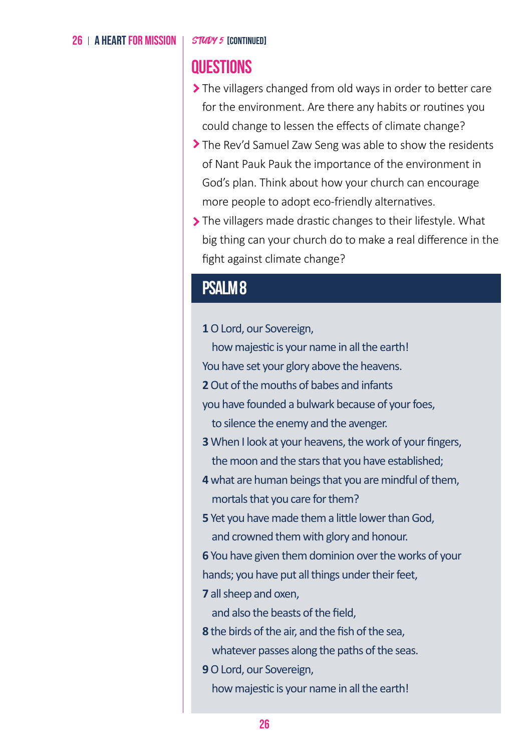*STUDY 5* [CONTINUED]

## QUESTIONS

- The villagers changed from old ways in order to better care for the environment. Are there any habits or routines you could change to lessen the effects of climate change?
- The Rev'd Samuel Zaw Seng was able to show the residents of Nant Pauk Pauk the importance of the environment in God's plan. Think about how your church can encourage more people to adopt eco-friendly alternatives.
- The villagers made drastic changes to their lifestyle. What big thing can your church do to make a real difference in the fight against climate change?

## PSALM 8

**1** O Lord, our Sovereign,
  how majestic is your name in all the earth!
You have set your glory above the heavens.
**2** Out of the mouths of babes and infants
you have founded a bulwark because of your foes,
  to silence the enemy and the avenger.
**3** When I look at your heavens, the work of your fingers,
  the moon and the stars that you have established;
**4** what are human beings that you are mindful of them,
  mortals that you care for them?
**5** Yet you have made them a little lower than God,
  and crowned them with glory and honour.
**6** You have given them dominion over the works of your hands; you have put all things under their feet,
**7** all sheep and oxen,
  and also the beasts of the field,
**8** the birds of the air, and the fish of the sea,
  whatever passes along the paths of the seas.
**9** O Lord, our Sovereign,
  how majestic is your name in all the earth!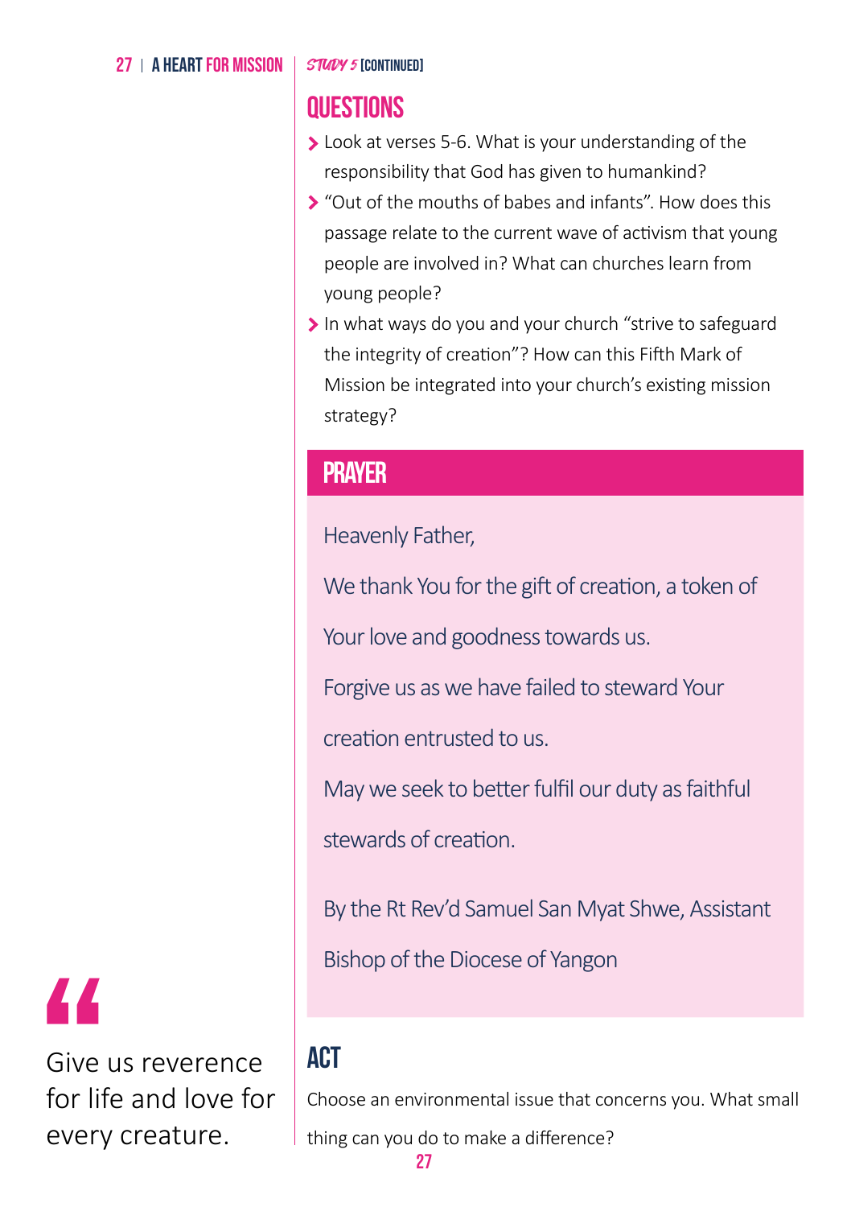*Study 5* [CONTINUED]

## QUESTIONS

- Look at verses 5-6. What is your understanding of the responsibility that God has given to humankind?
- "Out of the mouths of babes and infants". How does this passage relate to the current wave of activism that young people are involved in? What can churches learn from young people?
- In what ways do you and your church "strive to safeguard the integrity of creation"? How can this Fifth Mark of Mission be integrated into your church's existing mission strategy?

## PRAYER

Heavenly Father,

We thank You for the gift of creation, a token of Your love and goodness towards us.

Forgive us as we have failed to steward Your creation entrusted to us.

May we seek to better fulfil our duty as faithful stewards of creation.

By the Rt Rev'd Samuel San Myat Shwe, Assistant Bishop of the Diocese of Yangon

> Give us reverence for life and love for every creature.

## ACT

Choose an environmental issue that concerns you. What small thing can you do to make a difference?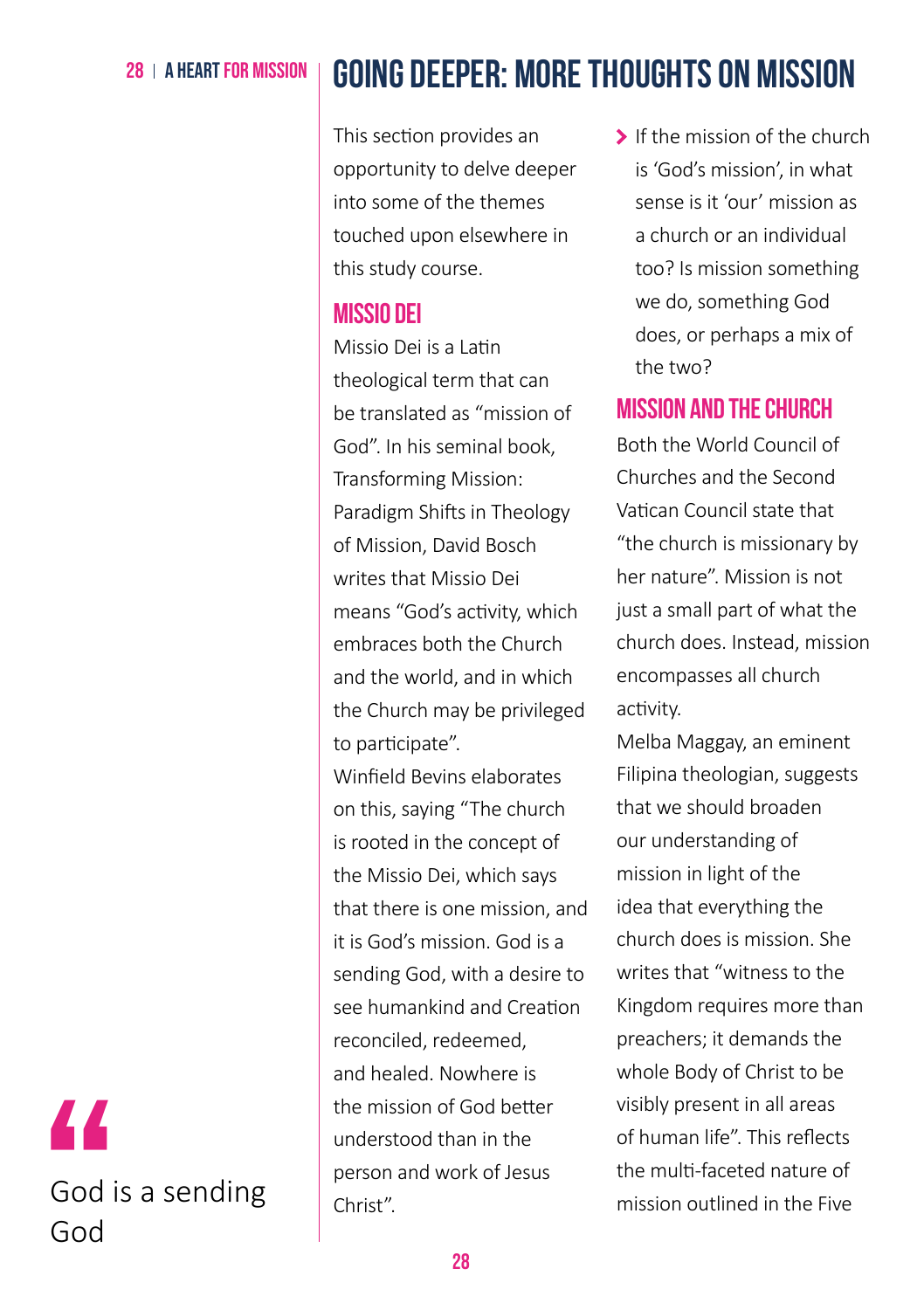# GOING DEEPER: MORE THOUGHTS ON MISSION

This section provides an opportunity to delve deeper into some of the themes touched upon elsewhere in this study course.

## MISSIO DEI

Missio Dei is a Latin theological term that can be translated as "mission of God". In his seminal book, Transforming Mission: Paradigm Shifts in Theology of Mission, David Bosch writes that Missio Dei means "God's activity, which embraces both the Church and the world, and in which the Church may be privileged to participate".

Winfield Bevins elaborates on this, saying "The church is rooted in the concept of the Missio Dei, which says that there is one mission, and it is God's mission. God is a sending God, with a desire to see humankind and Creation reconciled, redeemed, and healed. Nowhere is the mission of God better understood than in the person and work of Jesus Christ".

- If the mission of the church is 'God's mission', in what sense is it 'our' mission as a church or an individual too? Is mission something we do, something God does, or perhaps a mix of the two?

## MISSION AND THE CHURCH

Both the World Council of Churches and the Second Vatican Council state that "the church is missionary by her nature". Mission is not just a small part of what the church does. Instead, mission encompasses all church activity.

Melba Maggay, an eminent Filipina theologian, suggests that we should broaden our understanding of mission in light of the idea that everything the church does is mission. She writes that "witness to the Kingdom requires more than preachers; it demands the whole Body of Christ to be visibly present in all areas of human life". This reflects the multi-faceted nature of mission outlined in the Five

> "God is a sending God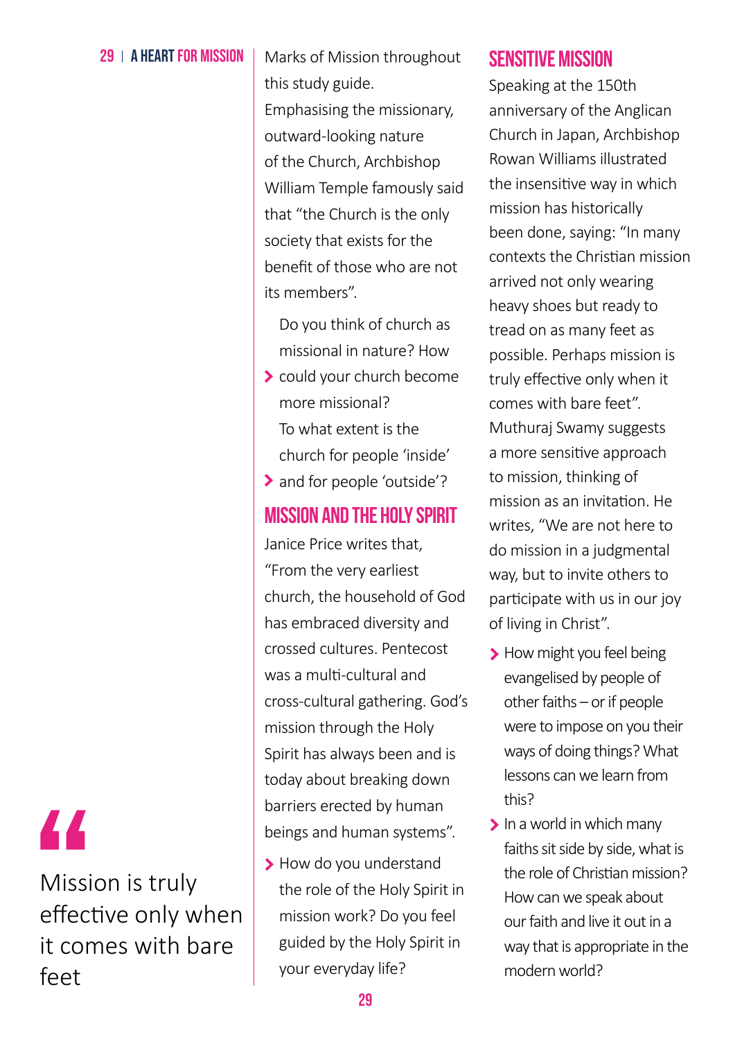Marks of Mission throughout this study guide.

Emphasising the missionary, outward-looking nature of the Church, Archbishop William Temple famously said that "the Church is the only society that exists for the benefit of those who are not its members".

- Do you think of church as missional in nature? How could your church become more missional?
- To what extent is the church for people 'inside' and for people 'outside'?

## MISSION AND THE HOLY SPIRIT

Janice Price writes that, "From the very earliest church, the household of God has embraced diversity and crossed cultures. Pentecost was a multi-cultural and cross-cultural gathering. God's mission through the Holy Spirit has always been and is today about breaking down barriers erected by human beings and human systems".

- How do you understand the role of the Holy Spirit in mission work? Do you feel guided by the Holy Spirit in your everyday life?

## SENSITIVE MISSION

Speaking at the 150th anniversary of the Anglican Church in Japan, Archbishop Rowan Williams illustrated the insensitive way in which mission has historically been done, saying: "In many contexts the Christian mission arrived not only wearing heavy shoes but ready to tread on as many feet as possible. Perhaps mission is truly effective only when it comes with bare feet".

Muthuraj Swamy suggests a more sensitive approach to mission, thinking of mission as an invitation. He writes, "We are not here to do mission in a judgmental way, but to invite others to participate with us in our joy of living in Christ".

- How might you feel being evangelised by people of other faiths – or if people were to impose on you their ways of doing things? What lessons can we learn from this?
- In a world in which many faiths sit side by side, what is the role of Christian mission? How can we speak about our faith and live it out in a way that is appropriate in the modern world?

> "Mission is truly effective only when it comes with bare feet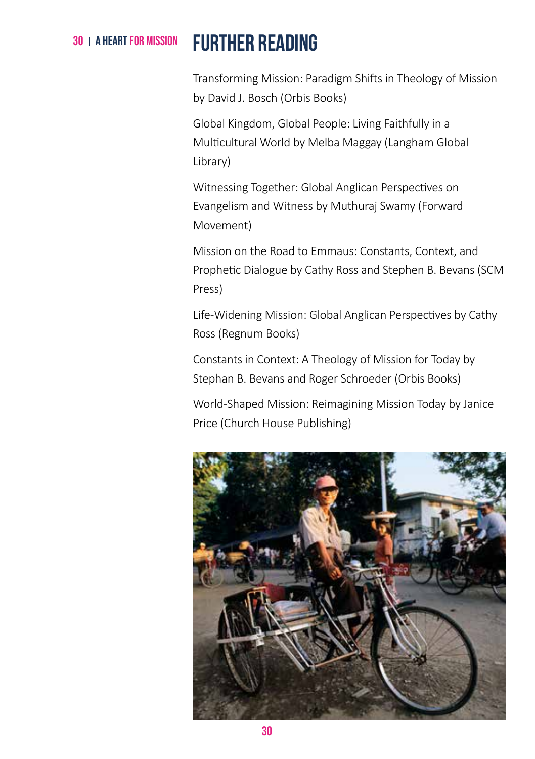# FURTHER READING

Transforming Mission: Paradigm Shifts in Theology of Mission by David J. Bosch (Orbis Books)

Global Kingdom, Global People: Living Faithfully in a Multicultural World by Melba Maggay (Langham Global Library)

Witnessing Together: Global Anglican Perspectives on Evangelism and Witness by Muthuraj Swamy (Forward Movement)

Mission on the Road to Emmaus: Constants, Context, and Prophetic Dialogue by Cathy Ross and Stephen B. Bevans (SCM Press)

Life-Widening Mission: Global Anglican Perspectives by Cathy Ross (Regnum Books)

Constants in Context: A Theology of Mission for Today by Stephan B. Bevans and Roger Schroeder (Orbis Books)

World-Shaped Mission: Reimagining Mission Today by Janice Price (Church House Publishing)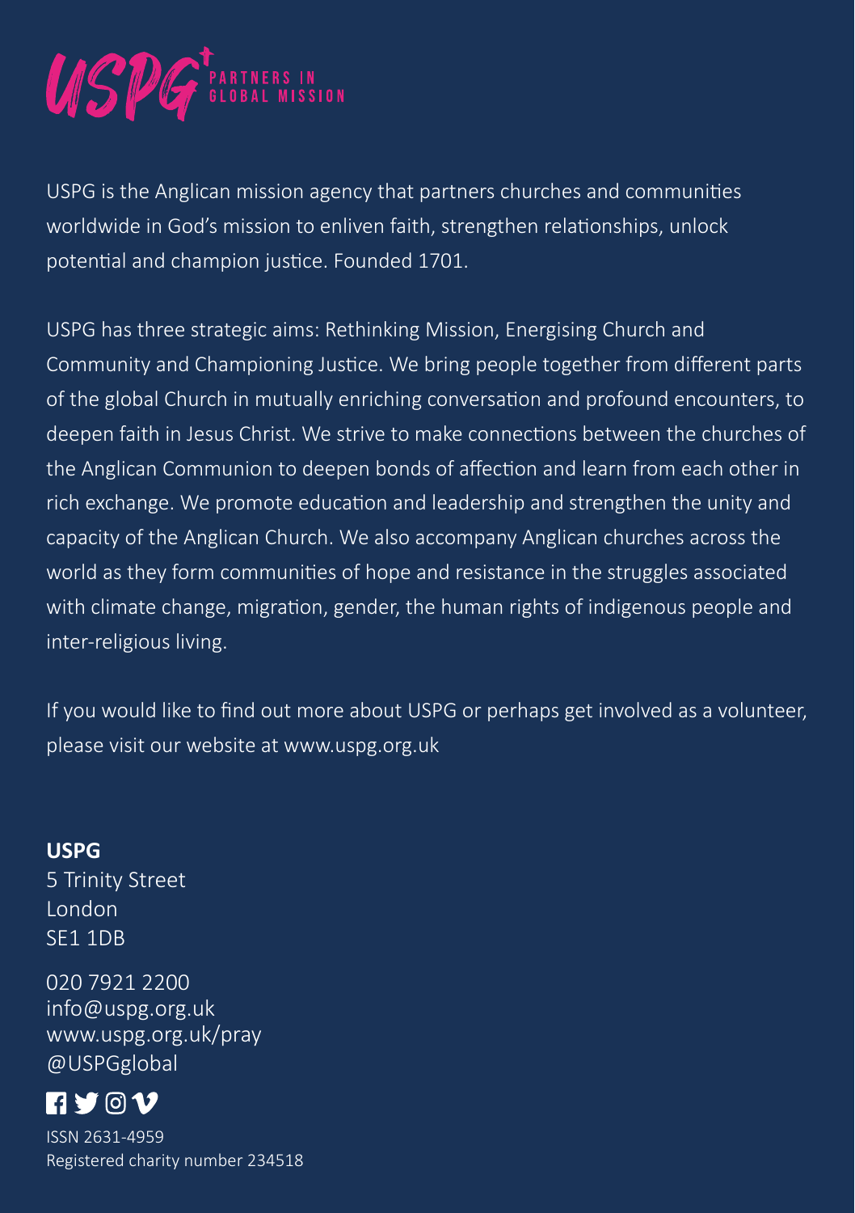USPG PARTNERS IN GLOBAL MISSION

USPG is the Anglican mission agency that partners churches and communities worldwide in God's mission to enliven faith, strengthen relationships, unlock potential and champion justice. Founded 1701.

USPG has three strategic aims: Rethinking Mission, Energising Church and Community and Championing Justice. We bring people together from different parts of the global Church in mutually enriching conversation and profound encounters, to deepen faith in Jesus Christ. We strive to make connections between the churches of the Anglican Communion to deepen bonds of affection and learn from each other in rich exchange. We promote education and leadership and strengthen the unity and capacity of the Anglican Church. We also accompany Anglican churches across the world as they form communities of hope and resistance in the struggles associated with climate change, migration, gender, the human rights of indigenous people and inter-religious living.

If you would like to find out more about USPG or perhaps get involved as a volunteer, please visit our website at www.uspg.org.uk

**USPG**
5 Trinity Street
London
SE1 1DB

020 7921 2200
info@uspg.org.uk
www.uspg.org.uk/pray
@USPGglobal

ISSN 2631-4959
Registered charity number 234518